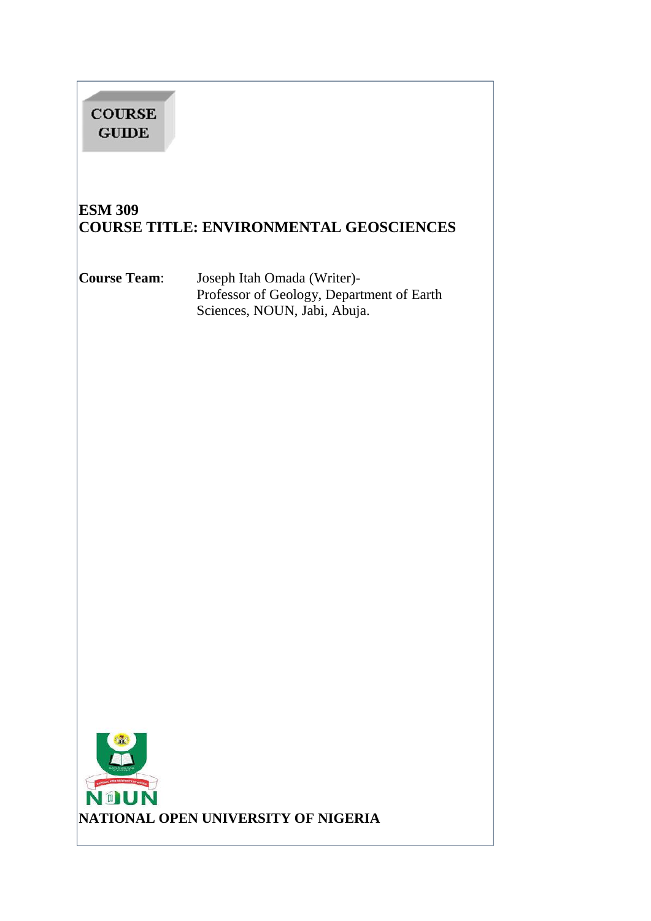**COURSE GUIDE**

# ESM 309
# COURSE TITLE: ENVIRONMENTAL GEOSCIENCES

**Course Team**: Joseph Itah Omada (Writer)-
Professor of Geology, Department of Earth Sciences, NOUN, Jabi, Abuja.

NOUN

**NATIONAL OPEN UNIVERSITY OF NIGERIA**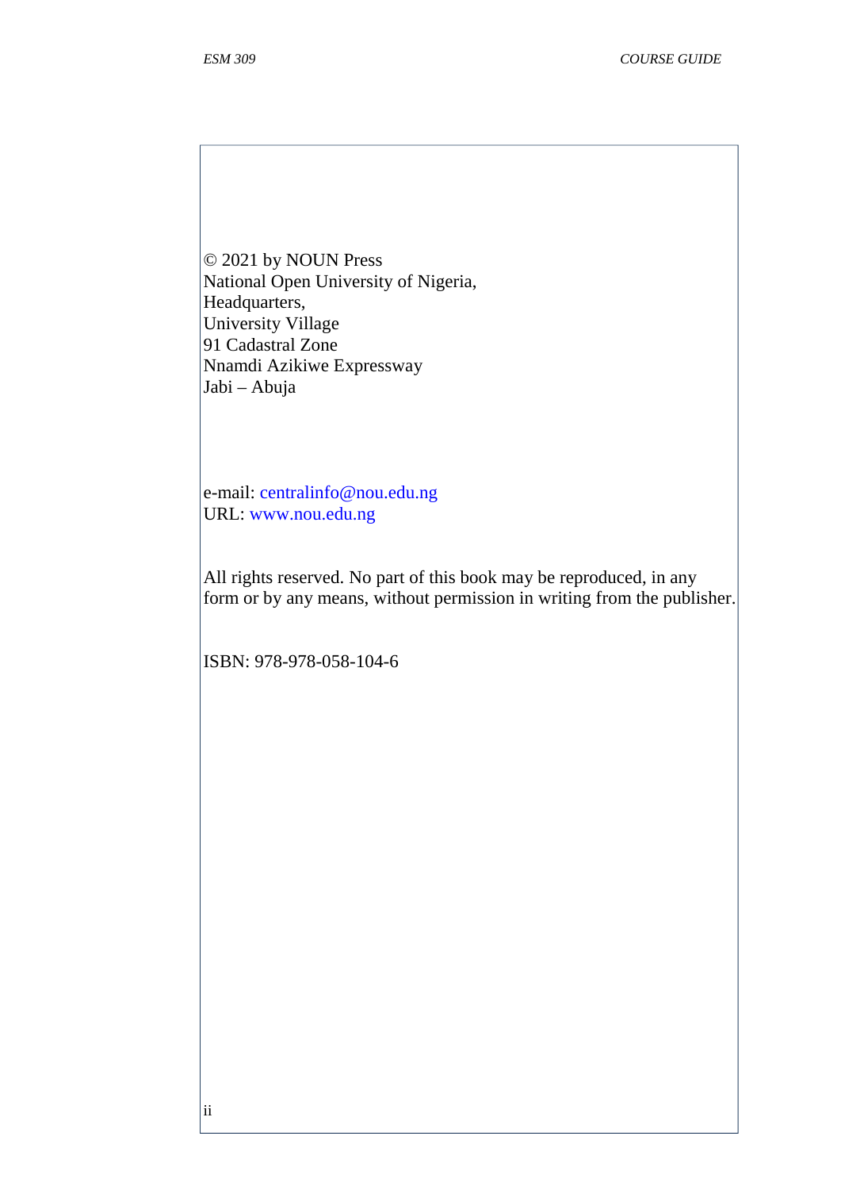© 2021 by NOUN Press
National Open University of Nigeria,
Headquarters,
University Village
91 Cadastral Zone
Nnamdi Azikiwe Expressway
Jabi – Abuja

e-mail: centralinfo@nou.edu.ng
URL: www.nou.edu.ng

All rights reserved. No part of this book may be reproduced, in any form or by any means, without permission in writing from the publisher.

ISBN: 978-978-058-104-6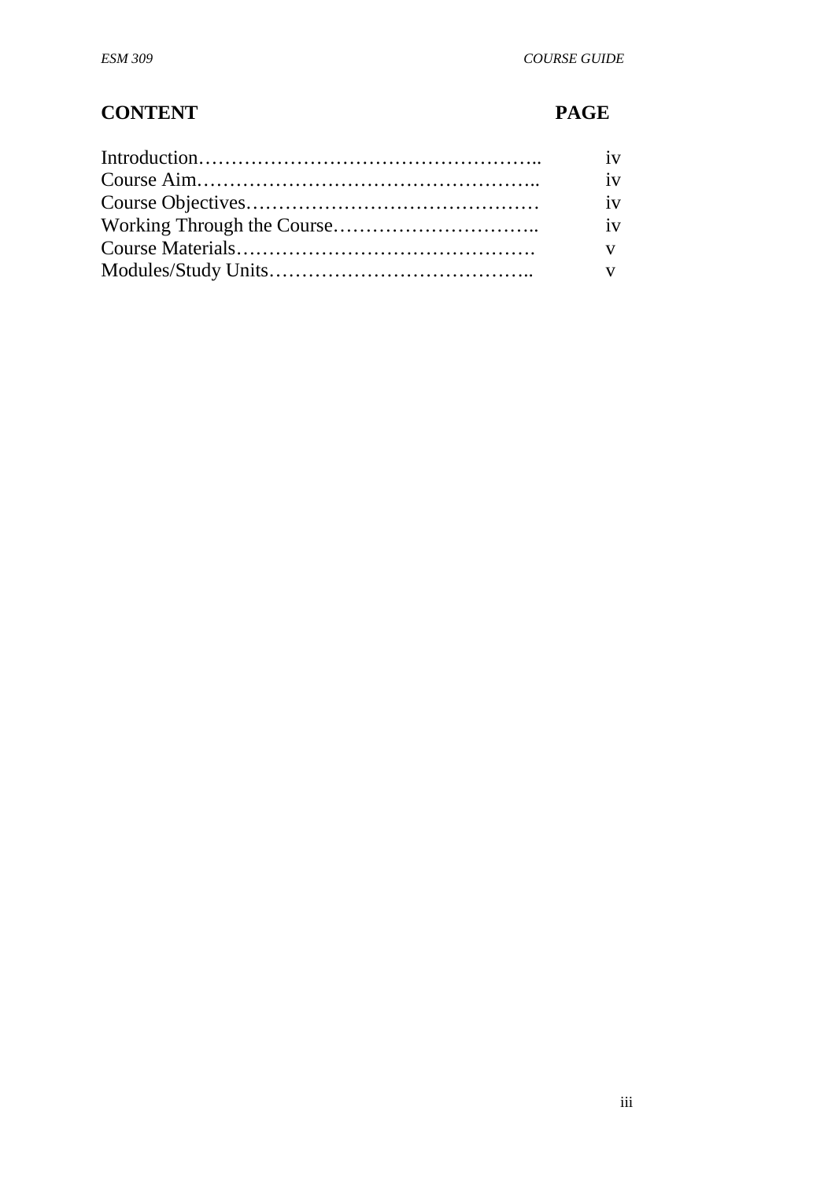| **CONTENT** | **PAGE** |
| --- | --- |
| Introduction…………………………………………….. | iv |
| Course Aim…………………………………………….. | iv |
| Course Objectives……………………………………… | iv |
| Working Through the Course………………………….. | iv |
| Course Materials………………………………………. | v |
| Modules/Study Units………………………………….. | v |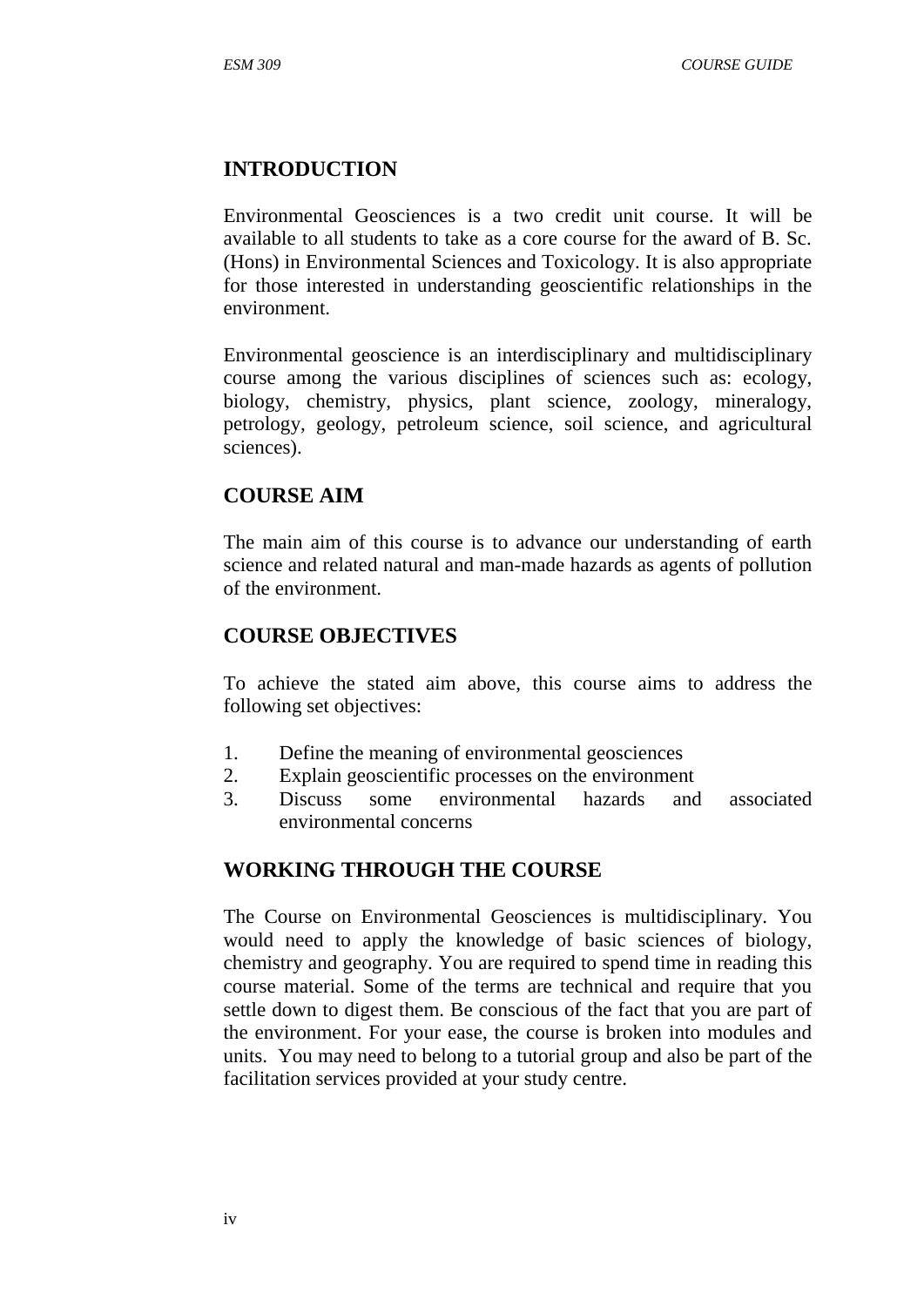## INTRODUCTION

Environmental Geosciences is a two credit unit course. It will be available to all students to take as a core course for the award of B. Sc. (Hons) in Environmental Sciences and Toxicology. It is also appropriate for those interested in understanding geoscientific relationships in the environment.

Environmental geoscience is an interdisciplinary and multidisciplinary course among the various disciplines of sciences such as: ecology, biology, chemistry, physics, plant science, zoology, mineralogy, petrology, geology, petroleum science, soil science, and agricultural sciences).

## COURSE AIM

The main aim of this course is to advance our understanding of earth science and related natural and man-made hazards as agents of pollution of the environment.

## COURSE OBJECTIVES

To achieve the stated aim above, this course aims to address the following set objectives:

1. Define the meaning of environmental geosciences
2. Explain geoscientific processes on the environment
3. Discuss some environmental hazards and associated environmental concerns

## WORKING THROUGH THE COURSE

The Course on Environmental Geosciences is multidisciplinary. You would need to apply the knowledge of basic sciences of biology, chemistry and geography. You are required to spend time in reading this course material. Some of the terms are technical and require that you settle down to digest them. Be conscious of the fact that you are part of the environment. For your ease, the course is broken into modules and units. You may need to belong to a tutorial group and also be part of the facilitation services provided at your study centre.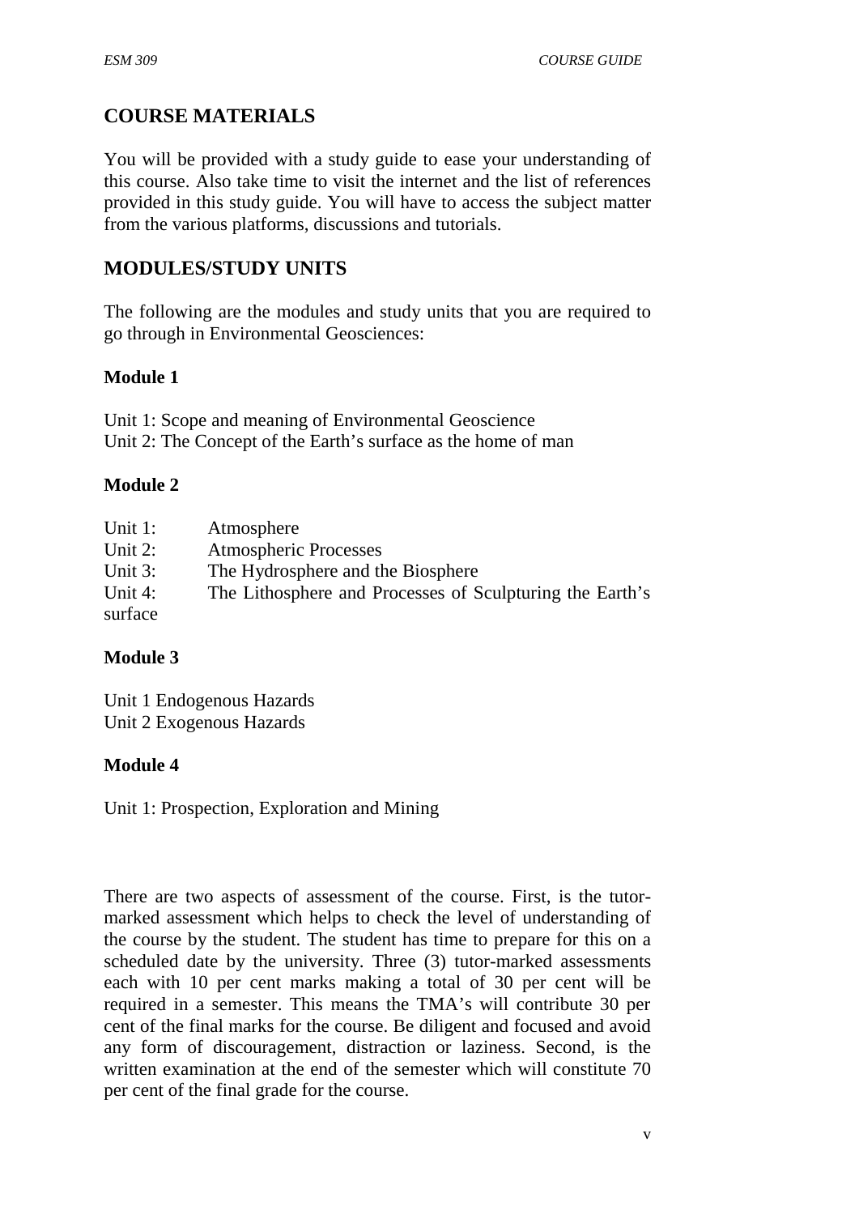## COURSE MATERIALS

You will be provided with a study guide to ease your understanding of this course. Also take time to visit the internet and the list of references provided in this study guide. You will have to access the subject matter from the various platforms, discussions and tutorials.

## MODULES/STUDY UNITS

The following are the modules and study units that you are required to go through in Environmental Geosciences:

**Module 1**

Unit 1: Scope and meaning of Environmental Geoscience
Unit 2: The Concept of the Earth's surface as the home of man

**Module 2**

Unit 1: Atmosphere
Unit 2: Atmospheric Processes
Unit 3: The Hydrosphere and the Biosphere
Unit 4: The Lithosphere and Processes of Sculpturing the Earth's surface

**Module 3**

Unit 1 Endogenous Hazards
Unit 2 Exogenous Hazards

**Module 4**

Unit 1: Prospection, Exploration and Mining

There are two aspects of assessment of the course. First, is the tutor-marked assessment which helps to check the level of understanding of the course by the student. The student has time to prepare for this on a scheduled date by the university. Three (3) tutor-marked assessments each with 10 per cent marks making a total of 30 per cent will be required in a semester. This means the TMA's will contribute 30 per cent of the final marks for the course. Be diligent and focused and avoid any form of discouragement, distraction or laziness. Second, is the written examination at the end of the semester which will constitute 70 per cent of the final grade for the course.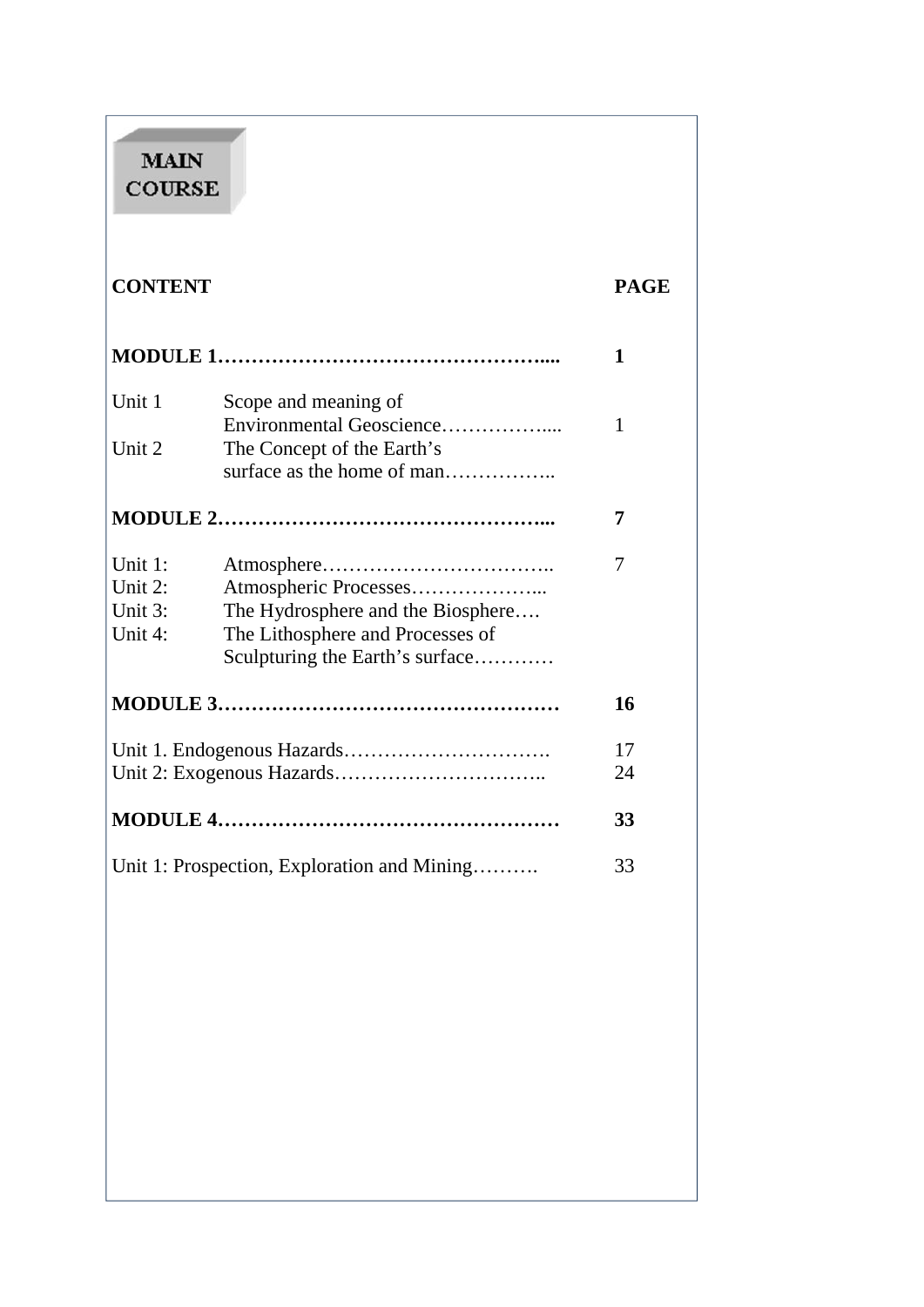**MAIN COURSE**

| CONTENT | | PAGE |
|---|---|---|
| **MODULE 1…………………………………………....** | | **1** |
| Unit 1 | Scope and meaning of Environmental Geoscience…………….... | 1 |
| Unit 2 | The Concept of the Earth's surface as the home of man…………….. | |
| **MODULE 2…………………………………………...** | | **7** |
| Unit 1: | Atmosphere…………………………….. | 7 |
| Unit 2: | Atmospheric Processes………………... | |
| Unit 3: | The Hydrosphere and the Biosphere…. | |
| Unit 4: | The Lithosphere and Processes of Sculpturing the Earth's surface………… | |
| **MODULE 3……………………………………………** | | **16** |
| Unit 1. Endogenous Hazards…………………………. | | 17 |
| Unit 2: Exogenous Hazards………………………….. | | 24 |
| **MODULE 4……………………………………………** | | **33** |
| Unit 1: Prospection, Exploration and Mining………. | | 33 |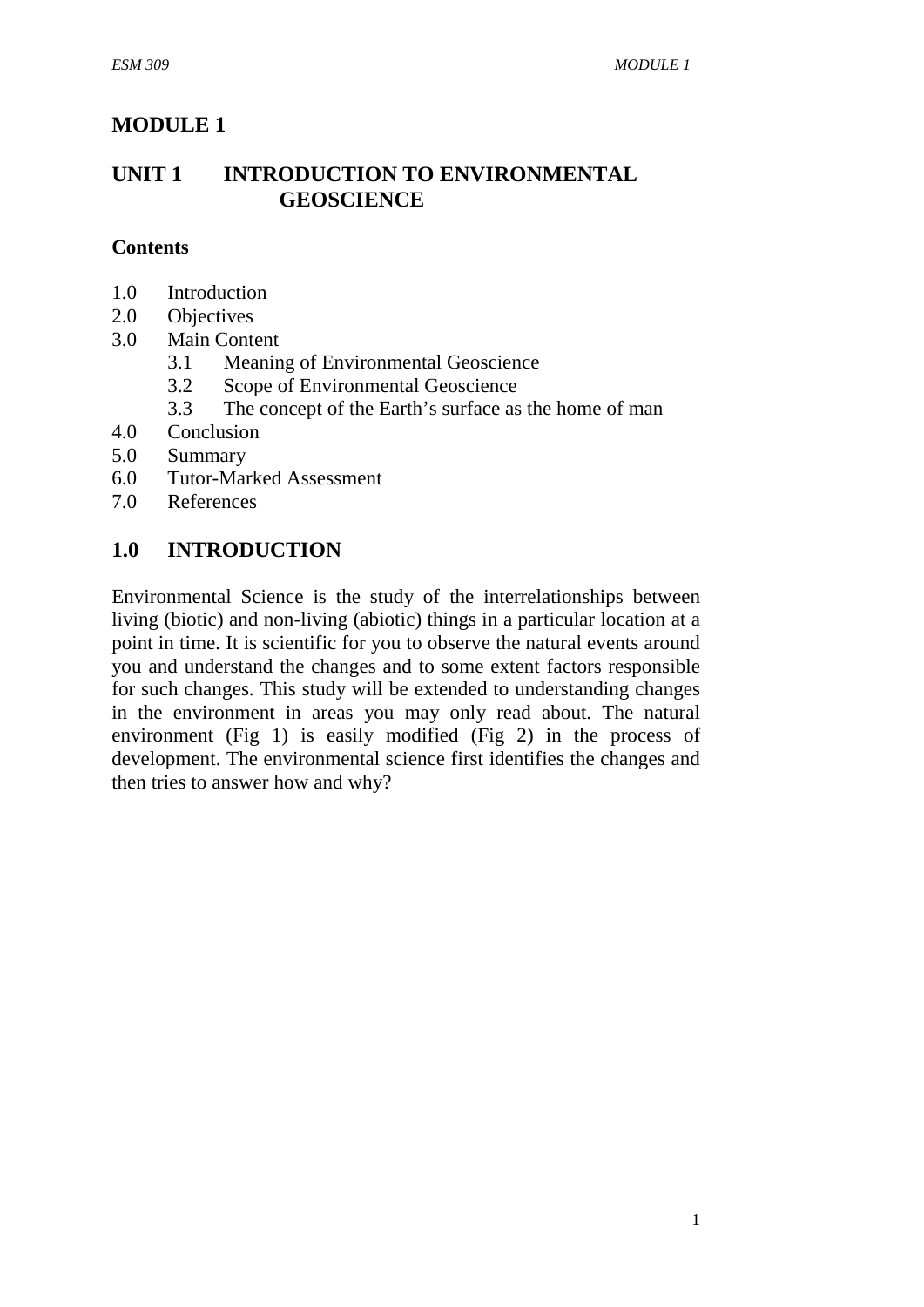# MODULE 1

## UNIT 1 INTRODUCTION TO ENVIRONMENTAL GEOSCIENCE

**Contents**

1.0 Introduction
2.0 Objectives
3.0 Main Content
  3.1 Meaning of Environmental Geoscience
  3.2 Scope of Environmental Geoscience
  3.3 The concept of the Earth's surface as the home of man
4.0 Conclusion
5.0 Summary
6.0 Tutor-Marked Assessment
7.0 References

## 1.0 INTRODUCTION

Environmental Science is the study of the interrelationships between living (biotic) and non-living (abiotic) things in a particular location at a point in time. It is scientific for you to observe the natural events around you and understand the changes and to some extent factors responsible for such changes. This study will be extended to understanding changes in the environment in areas you may only read about. The natural environment (Fig 1) is easily modified (Fig 2) in the process of development. The environmental science first identifies the changes and then tries to answer how and why?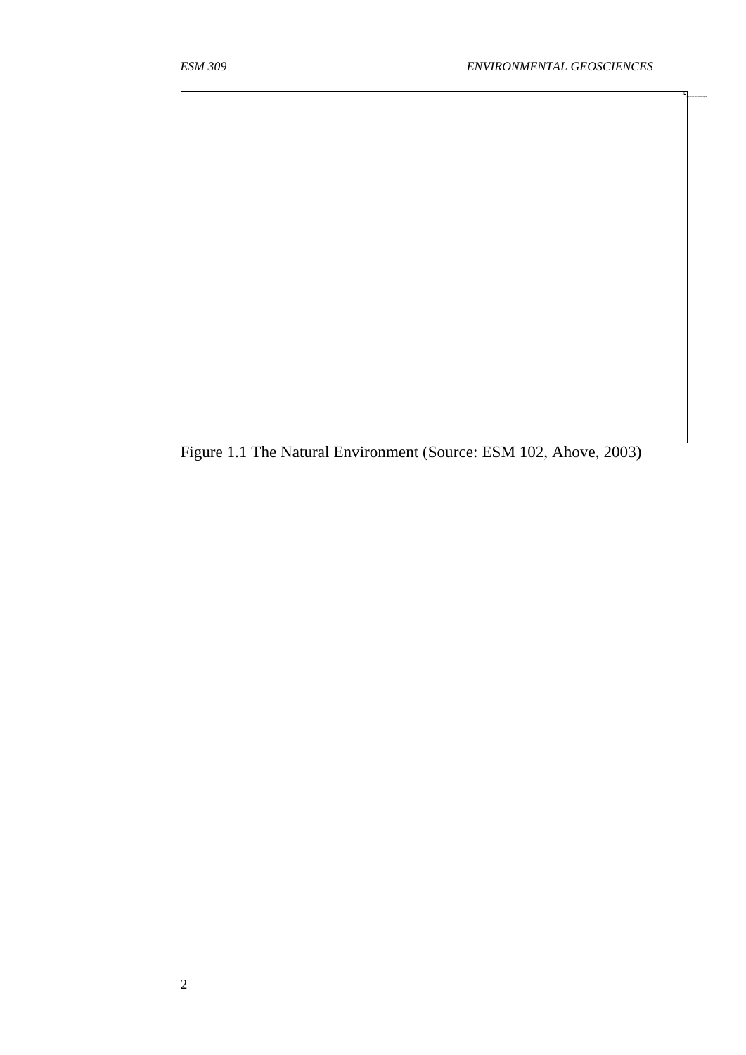Figure 1.1 The Natural Environment (Source: ESM 102, Ahove, 2003)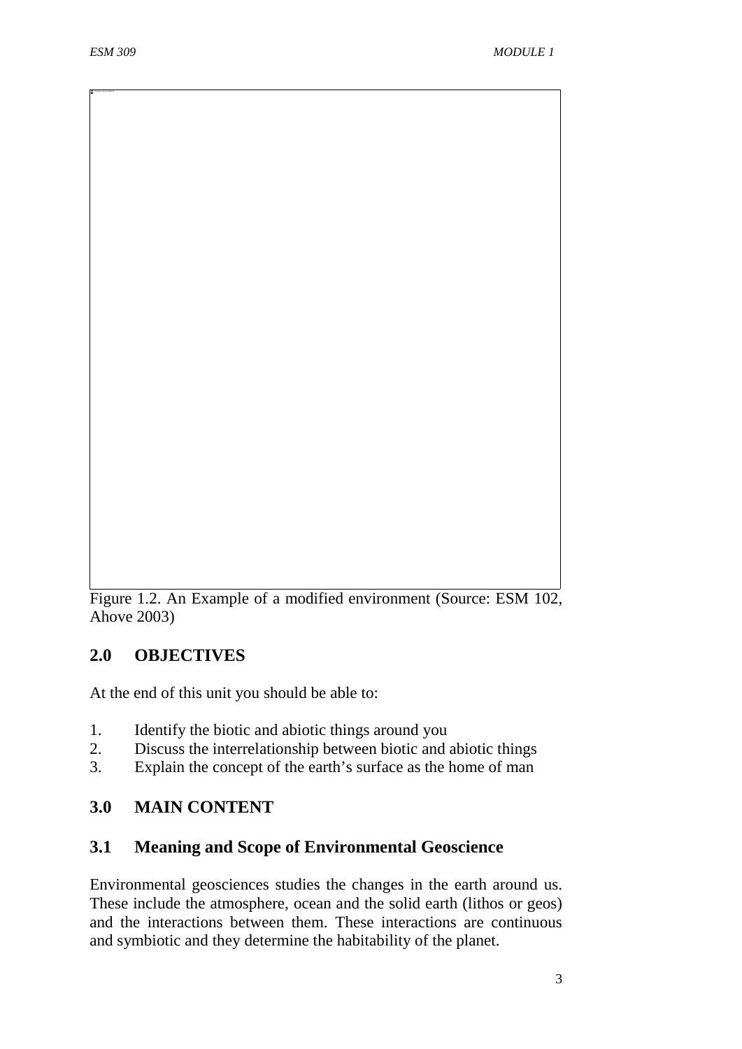Figure 1.2. An Example of a modified environment (Source: ESM 102, Ahove 2003)

## 2.0 OBJECTIVES

At the end of this unit you should be able to:

1. Identify the biotic and abiotic things around you
2. Discuss the interrelationship between biotic and abiotic things
3. Explain the concept of the earth's surface as the home of man

## 3.0 MAIN CONTENT

### 3.1 Meaning and Scope of Environmental Geoscience

Environmental geosciences studies the changes in the earth around us. These include the atmosphere, ocean and the solid earth (lithos or geos) and the interactions between them. These interactions are continuous and symbiotic and they determine the habitability of the planet.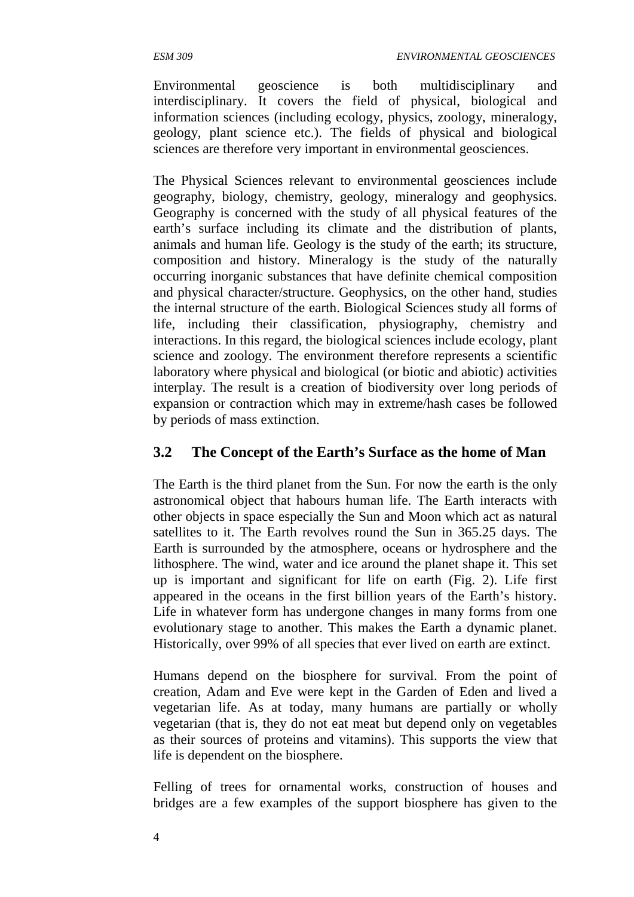Environmental geoscience is both multidisciplinary and interdisciplinary. It covers the field of physical, biological and information sciences (including ecology, physics, zoology, mineralogy, geology, plant science etc.). The fields of physical and biological sciences are therefore very important in environmental geosciences.

The Physical Sciences relevant to environmental geosciences include geography, biology, chemistry, geology, mineralogy and geophysics. Geography is concerned with the study of all physical features of the earth's surface including its climate and the distribution of plants, animals and human life. Geology is the study of the earth; its structure, composition and history. Mineralogy is the study of the naturally occurring inorganic substances that have definite chemical composition and physical character/structure. Geophysics, on the other hand, studies the internal structure of the earth. Biological Sciences study all forms of life, including their classification, physiography, chemistry and interactions. In this regard, the biological sciences include ecology, plant science and zoology. The environment therefore represents a scientific laboratory where physical and biological (or biotic and abiotic) activities interplay. The result is a creation of biodiversity over long periods of expansion or contraction which may in extreme/hash cases be followed by periods of mass extinction.

## 3.2 The Concept of the Earth's Surface as the home of Man

The Earth is the third planet from the Sun. For now the earth is the only astronomical object that habours human life. The Earth interacts with other objects in space especially the Sun and Moon which act as natural satellites to it. The Earth revolves round the Sun in 365.25 days. The Earth is surrounded by the atmosphere, oceans or hydrosphere and the lithosphere. The wind, water and ice around the planet shape it. This set up is important and significant for life on earth (Fig. 2). Life first appeared in the oceans in the first billion years of the Earth's history. Life in whatever form has undergone changes in many forms from one evolutionary stage to another. This makes the Earth a dynamic planet. Historically, over 99% of all species that ever lived on earth are extinct.

Humans depend on the biosphere for survival. From the point of creation, Adam and Eve were kept in the Garden of Eden and lived a vegetarian life. As at today, many humans are partially or wholly vegetarian (that is, they do not eat meat but depend only on vegetables as their sources of proteins and vitamins). This supports the view that life is dependent on the biosphere.

Felling of trees for ornamental works, construction of houses and bridges are a few examples of the support biosphere has given to the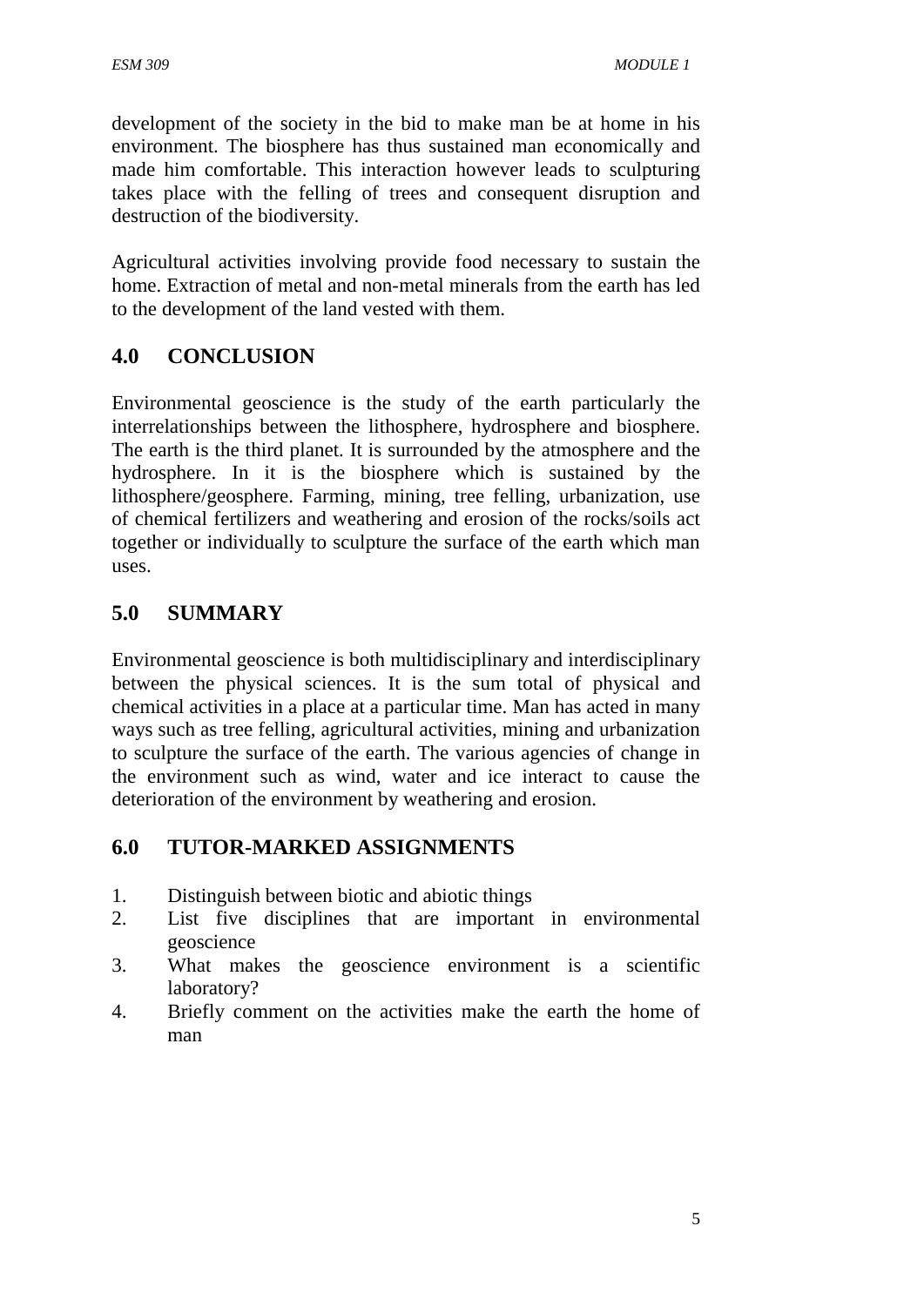development of the society in the bid to make man be at home in his environment. The biosphere has thus sustained man economically and made him comfortable. This interaction however leads to sculpturing takes place with the felling of trees and consequent disruption and destruction of the biodiversity.

Agricultural activities involving provide food necessary to sustain the home. Extraction of metal and non-metal minerals from the earth has led to the development of the land vested with them.

## 4.0 CONCLUSION

Environmental geoscience is the study of the earth particularly the interrelationships between the lithosphere, hydrosphere and biosphere. The earth is the third planet. It is surrounded by the atmosphere and the hydrosphere. In it is the biosphere which is sustained by the lithosphere/geosphere. Farming, mining, tree felling, urbanization, use of chemical fertilizers and weathering and erosion of the rocks/soils act together or individually to sculpture the surface of the earth which man uses.

## 5.0 SUMMARY

Environmental geoscience is both multidisciplinary and interdisciplinary between the physical sciences. It is the sum total of physical and chemical activities in a place at a particular time. Man has acted in many ways such as tree felling, agricultural activities, mining and urbanization to sculpture the surface of the earth. The various agencies of change in the environment such as wind, water and ice interact to cause the deterioration of the environment by weathering and erosion.

## 6.0 TUTOR-MARKED ASSIGNMENTS

1. Distinguish between biotic and abiotic things
2. List five disciplines that are important in environmental geoscience
3. What makes the geoscience environment is a scientific laboratory?
4. Briefly comment on the activities make the earth the home of man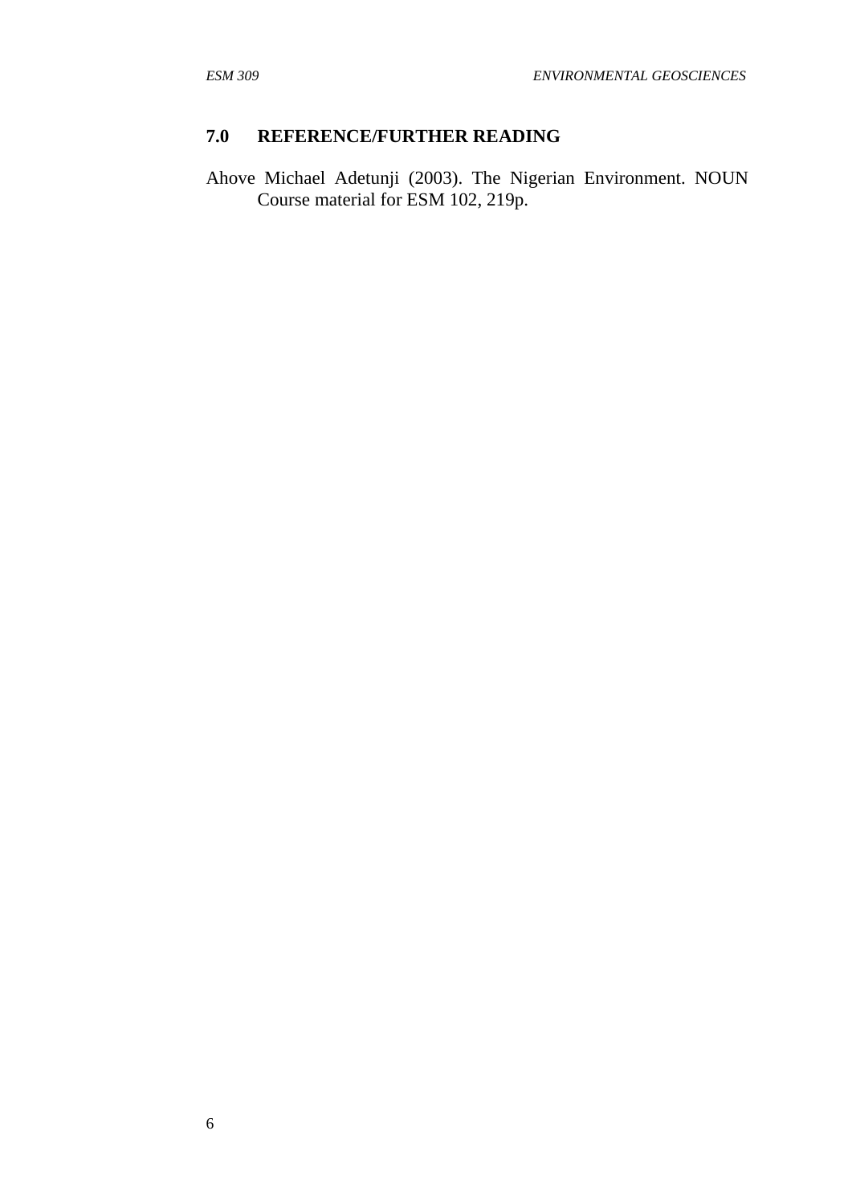## 7.0 REFERENCE/FURTHER READING

Ahove Michael Adetunji (2003). The Nigerian Environment. NOUN Course material for ESM 102, 219p.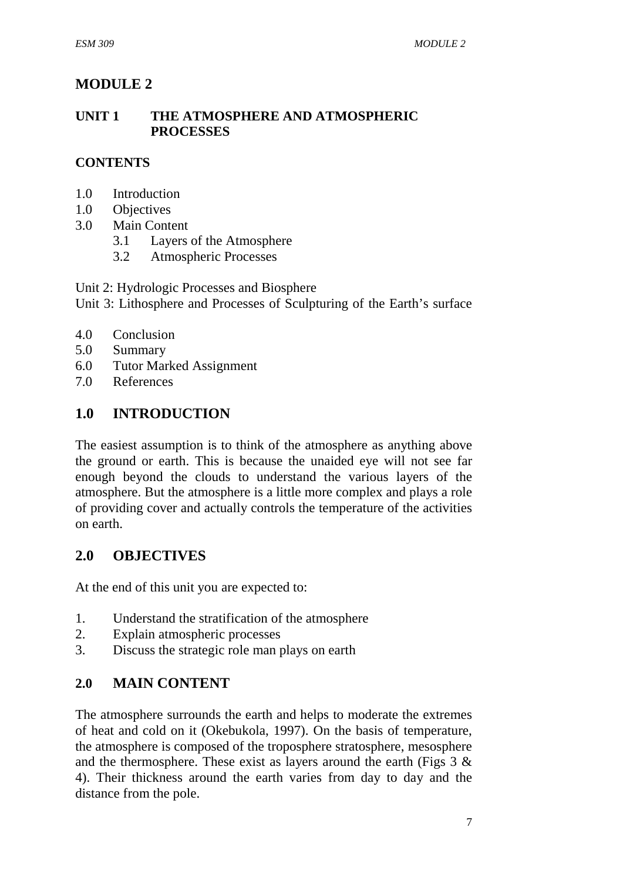# MODULE 2

## UNIT 1 THE ATMOSPHERE AND ATMOSPHERIC PROCESSES

**CONTENTS**

1.0 Introduction
1.0 Objectives
3.0 Main Content
  3.1 Layers of the Atmosphere
  3.2 Atmospheric Processes

Unit 2: Hydrologic Processes and Biosphere
Unit 3: Lithosphere and Processes of Sculpturing of the Earth's surface

4.0 Conclusion
5.0 Summary
6.0 Tutor Marked Assignment
7.0 References

## 1.0 INTRODUCTION

The easiest assumption is to think of the atmosphere as anything above the ground or earth. This is because the unaided eye will not see far enough beyond the clouds to understand the various layers of the atmosphere. But the atmosphere is a little more complex and plays a role of providing cover and actually controls the temperature of the activities on earth.

## 2.0 OBJECTIVES

At the end of this unit you are expected to:

1. Understand the stratification of the atmosphere
2. Explain atmospheric processes
3. Discuss the strategic role man plays on earth

## 2.0 MAIN CONTENT

The atmosphere surrounds the earth and helps to moderate the extremes of heat and cold on it (Okebukola, 1997). On the basis of temperature, the atmosphere is composed of the troposphere stratosphere, mesosphere and the thermosphere. These exist as layers around the earth (Figs 3 & 4). Their thickness around the earth varies from day to day and the distance from the pole.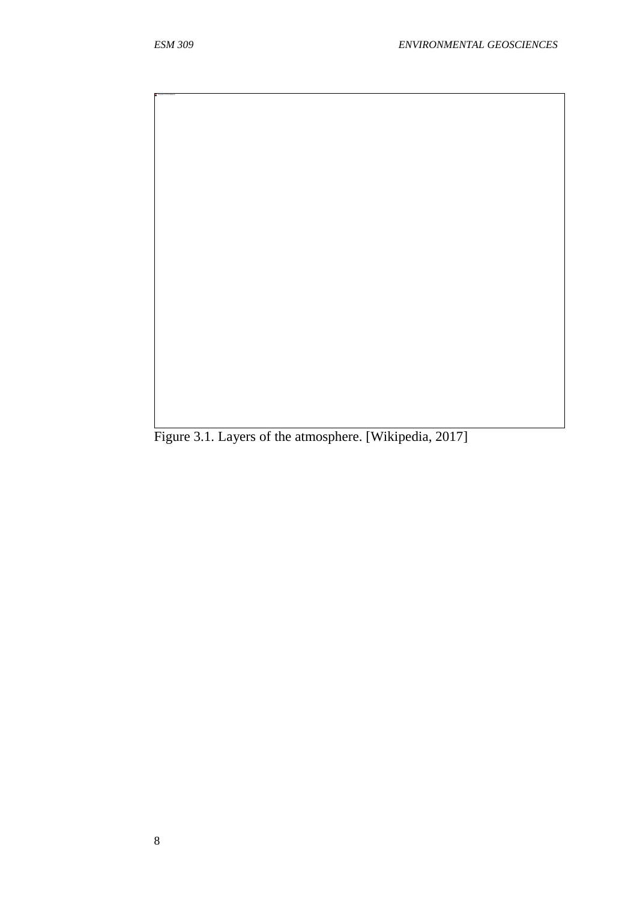Figure 3.1. Layers of the atmosphere. [Wikipedia, 2017]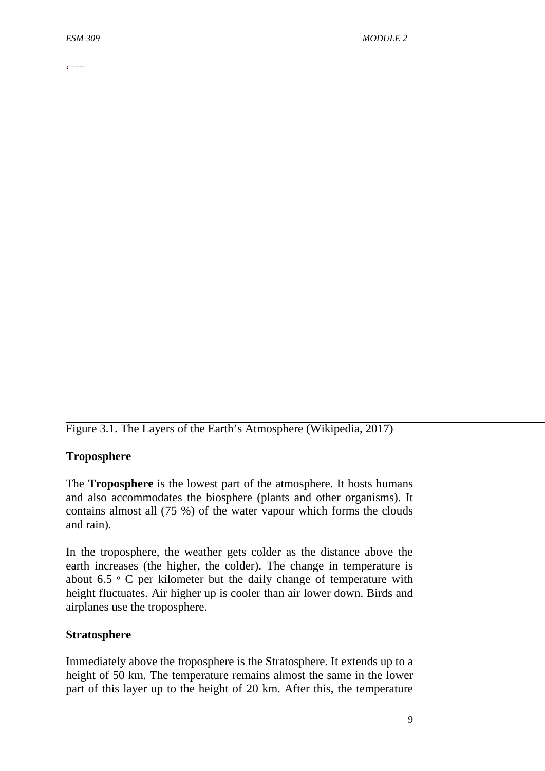Figure 3.1. The Layers of the Earth’s Atmosphere (Wikipedia, 2017)

**Troposphere**

The **Troposphere** is the lowest part of the atmosphere. It hosts humans and also accommodates the biosphere (plants and other organisms). It contains almost all (75 %) of the water vapour which forms the clouds and rain).

In the troposphere, the weather gets colder as the distance above the earth increases (the higher, the colder). The change in temperature is about 6.5 $^{o}$ C per kilometer but the daily change of temperature with height fluctuates. Air higher up is cooler than air lower down. Birds and airplanes use the troposphere.

**Stratosphere**

Immediately above the troposphere is the Stratosphere. It extends up to a height of 50 km. The temperature remains almost the same in the lower part of this layer up to the height of 20 km. After this, the temperature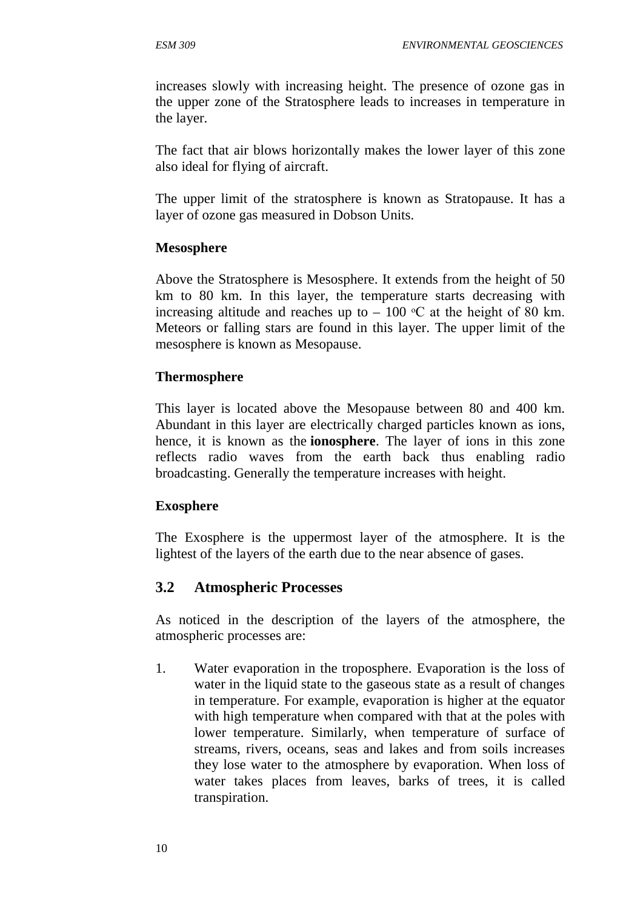increases slowly with increasing height. The presence of ozone gas in the upper zone of the Stratosphere leads to increases in temperature in the layer.

The fact that air blows horizontally makes the lower layer of this zone also ideal for flying of aircraft.

The upper limit of the stratosphere is known as Stratopause. It has a layer of ozone gas measured in Dobson Units.

**Mesosphere**

Above the Stratosphere is Mesosphere. It extends from the height of 50 km to 80 km. In this layer, the temperature starts decreasing with increasing altitude and reaches up to – 100 $^{o}$C at the height of 80 km. Meteors or falling stars are found in this layer. The upper limit of the mesosphere is known as Mesopause.

**Thermosphere**

This layer is located above the Mesopause between 80 and 400 km. Abundant in this layer are electrically charged particles known as ions, hence, it is known as the **ionosphere**. The layer of ions in this zone reflects radio waves from the earth back thus enabling radio broadcasting. Generally the temperature increases with height.

**Exosphere**

The Exosphere is the uppermost layer of the atmosphere. It is the lightest of the layers of the earth due to the near absence of gases.

## 3.2 Atmospheric Processes

As noticed in the description of the layers of the atmosphere, the atmospheric processes are:

1. Water evaporation in the troposphere. Evaporation is the loss of water in the liquid state to the gaseous state as a result of changes in temperature. For example, evaporation is higher at the equator with high temperature when compared with that at the poles with lower temperature. Similarly, when temperature of surface of streams, rivers, oceans, seas and lakes and from soils increases they lose water to the atmosphere by evaporation. When loss of water takes places from leaves, barks of trees, it is called transpiration.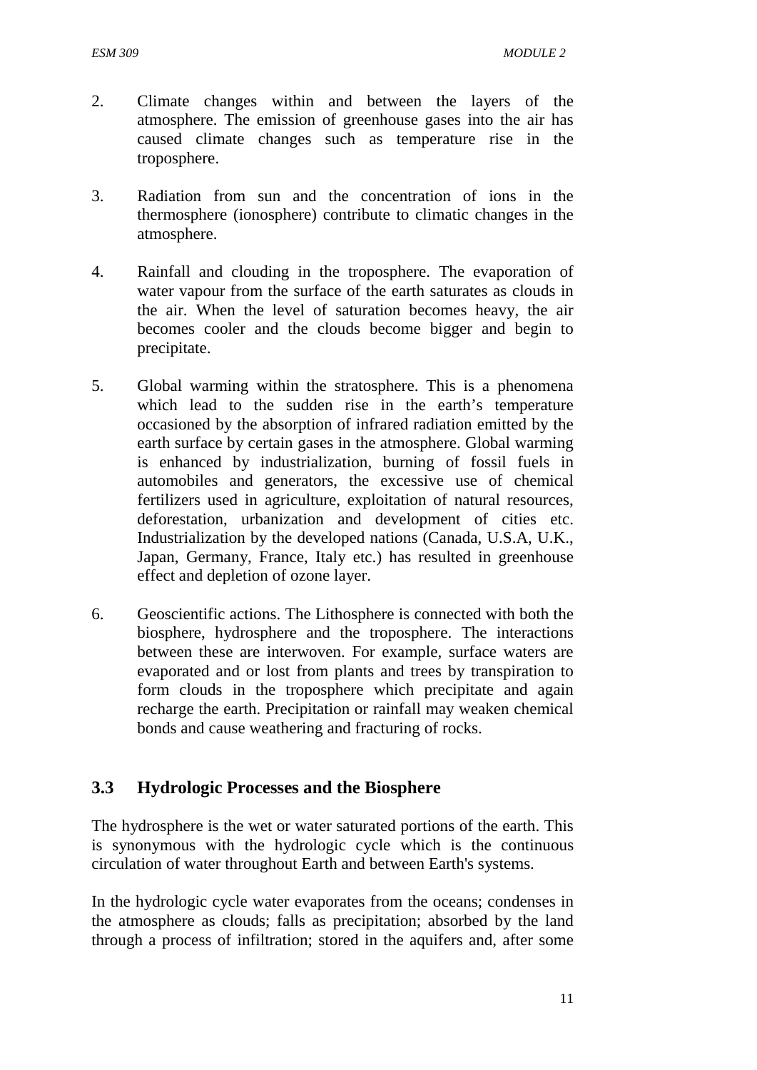2. Climate changes within and between the layers of the atmosphere. The emission of greenhouse gases into the air has caused climate changes such as temperature rise in the troposphere.

3. Radiation from sun and the concentration of ions in the thermosphere (ionosphere) contribute to climatic changes in the atmosphere.

4. Rainfall and clouding in the troposphere. The evaporation of water vapour from the surface of the earth saturates as clouds in the air. When the level of saturation becomes heavy, the air becomes cooler and the clouds become bigger and begin to precipitate.

5. Global warming within the stratosphere. This is a phenomena which lead to the sudden rise in the earth's temperature occasioned by the absorption of infrared radiation emitted by the earth surface by certain gases in the atmosphere. Global warming is enhanced by industrialization, burning of fossil fuels in automobiles and generators, the excessive use of chemical fertilizers used in agriculture, exploitation of natural resources, deforestation, urbanization and development of cities etc. Industrialization by the developed nations (Canada, U.S.A, U.K., Japan, Germany, France, Italy etc.) has resulted in greenhouse effect and depletion of ozone layer.

6. Geoscientific actions. The Lithosphere is connected with both the biosphere, hydrosphere and the troposphere. The interactions between these are interwoven. For example, surface waters are evaporated and or lost from plants and trees by transpiration to form clouds in the troposphere which precipitate and again recharge the earth. Precipitation or rainfall may weaken chemical bonds and cause weathering and fracturing of rocks.

## 3.3 Hydrologic Processes and the Biosphere

The hydrosphere is the wet or water saturated portions of the earth. This is synonymous with the hydrologic cycle which is the continuous circulation of water throughout Earth and between Earth's systems.

In the hydrologic cycle water evaporates from the oceans; condenses in the atmosphere as clouds; falls as precipitation; absorbed by the land through a process of infiltration; stored in the aquifers and, after some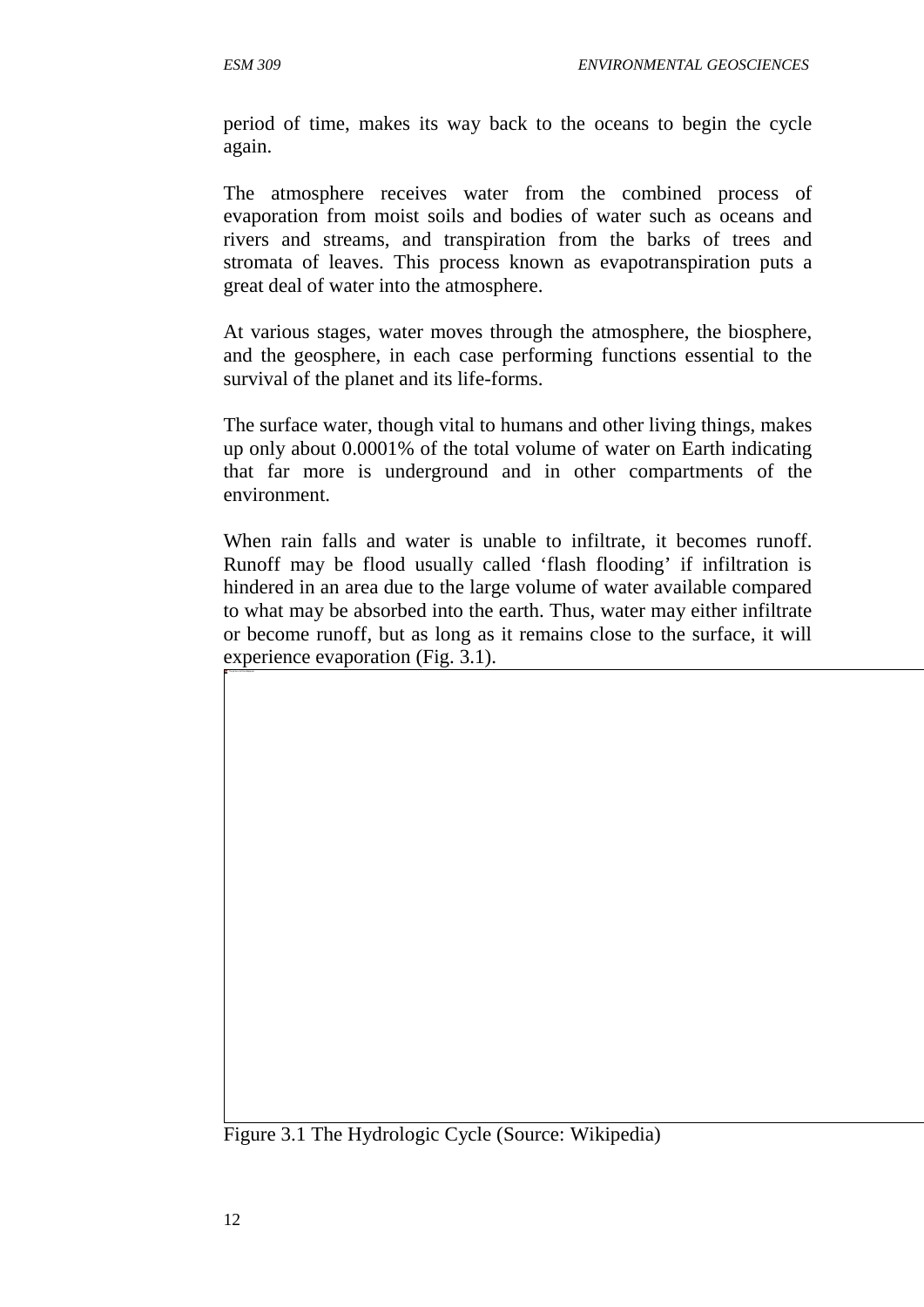period of time, makes its way back to the oceans to begin the cycle again.

The atmosphere receives water from the combined process of evaporation from moist soils and bodies of water such as oceans and rivers and streams, and transpiration from the barks of trees and stromata of leaves. This process known as evapotranspiration puts a great deal of water into the atmosphere.

At various stages, water moves through the atmosphere, the biosphere, and the geosphere, in each case performing functions essential to the survival of the planet and its life-forms.

The surface water, though vital to humans and other living things, makes up only about 0.0001% of the total volume of water on Earth indicating that far more is underground and in other compartments of the environment.

When rain falls and water is unable to infiltrate, it becomes runoff. Runoff may be flood usually called 'flash flooding' if infiltration is hindered in an area due to the large volume of water available compared to what may be absorbed into the earth. Thus, water may either infiltrate or become runoff, but as long as it remains close to the surface, it will experience evaporation (Fig. 3.1).

Figure 3.1 The Hydrologic Cycle (Source: Wikipedia)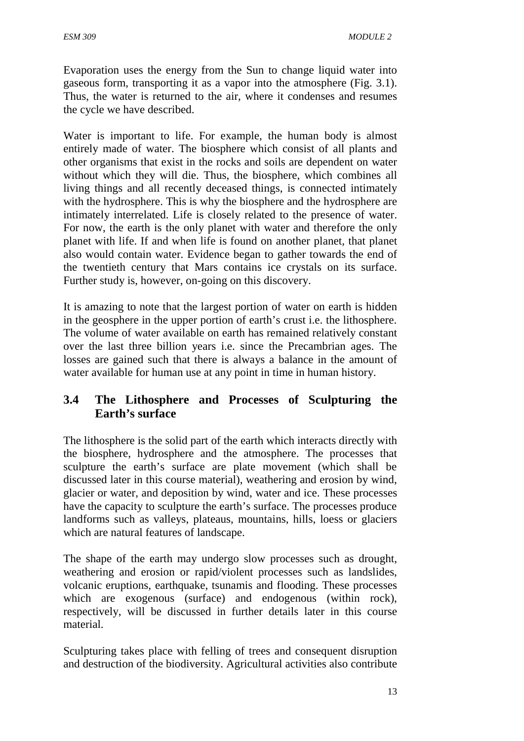Evaporation uses the energy from the Sun to change liquid water into gaseous form, transporting it as a vapor into the atmosphere (Fig. 3.1). Thus, the water is returned to the air, where it condenses and resumes the cycle we have described.

Water is important to life. For example, the human body is almost entirely made of water. The biosphere which consist of all plants and other organisms that exist in the rocks and soils are dependent on water without which they will die. Thus, the biosphere, which combines all living things and all recently deceased things, is connected intimately with the hydrosphere. This is why the biosphere and the hydrosphere are intimately interrelated. Life is closely related to the presence of water. For now, the earth is the only planet with water and therefore the only planet with life. If and when life is found on another planet, that planet also would contain water. Evidence began to gather towards the end of the twentieth century that Mars contains ice crystals on its surface. Further study is, however, on-going on this discovery.

It is amazing to note that the largest portion of water on earth is hidden in the geosphere in the upper portion of earth's crust i.e. the lithosphere. The volume of water available on earth has remained relatively constant over the last three billion years i.e. since the Precambrian ages. The losses are gained such that there is always a balance in the amount of water available for human use at any point in time in human history.

## 3.4 The Lithosphere and Processes of Sculpturing the Earth's surface

The lithosphere is the solid part of the earth which interacts directly with the biosphere, hydrosphere and the atmosphere. The processes that sculpture the earth's surface are plate movement (which shall be discussed later in this course material), weathering and erosion by wind, glacier or water, and deposition by wind, water and ice. These processes have the capacity to sculpture the earth's surface. The processes produce landforms such as valleys, plateaus, mountains, hills, loess or glaciers which are natural features of landscape.

The shape of the earth may undergo slow processes such as drought, weathering and erosion or rapid/violent processes such as landslides, volcanic eruptions, earthquake, tsunamis and flooding. These processes which are exogenous (surface) and endogenous (within rock), respectively, will be discussed in further details later in this course material.

Sculpturing takes place with felling of trees and consequent disruption and destruction of the biodiversity. Agricultural activities also contribute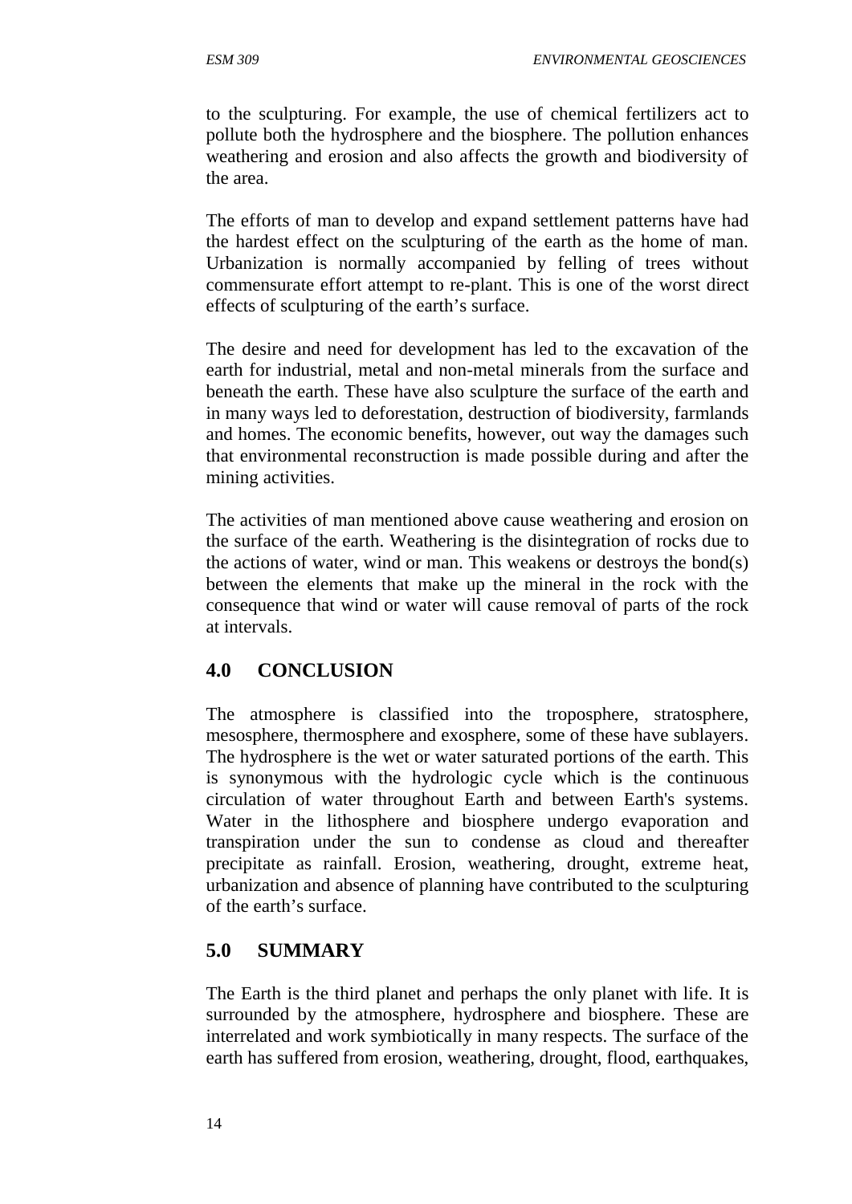to the sculpturing. For example, the use of chemical fertilizers act to pollute both the hydrosphere and the biosphere. The pollution enhances weathering and erosion and also affects the growth and biodiversity of the area.

The efforts of man to develop and expand settlement patterns have had the hardest effect on the sculpturing of the earth as the home of man. Urbanization is normally accompanied by felling of trees without commensurate effort attempt to re-plant. This is one of the worst direct effects of sculpturing of the earth's surface.

The desire and need for development has led to the excavation of the earth for industrial, metal and non-metal minerals from the surface and beneath the earth. These have also sculpture the surface of the earth and in many ways led to deforestation, destruction of biodiversity, farmlands and homes. The economic benefits, however, out way the damages such that environmental reconstruction is made possible during and after the mining activities.

The activities of man mentioned above cause weathering and erosion on the surface of the earth. Weathering is the disintegration of rocks due to the actions of water, wind or man. This weakens or destroys the bond(s) between the elements that make up the mineral in the rock with the consequence that wind or water will cause removal of parts of the rock at intervals.

## 4.0 CONCLUSION

The atmosphere is classified into the troposphere, stratosphere, mesosphere, thermosphere and exosphere, some of these have sublayers. The hydrosphere is the wet or water saturated portions of the earth. This is synonymous with the hydrologic cycle which is the continuous circulation of water throughout Earth and between Earth's systems. Water in the lithosphere and biosphere undergo evaporation and transpiration under the sun to condense as cloud and thereafter precipitate as rainfall. Erosion, weathering, drought, extreme heat, urbanization and absence of planning have contributed to the sculpturing of the earth's surface.

## 5.0 SUMMARY

The Earth is the third planet and perhaps the only planet with life. It is surrounded by the atmosphere, hydrosphere and biosphere. These are interrelated and work symbiotically in many respects. The surface of the earth has suffered from erosion, weathering, drought, flood, earthquakes,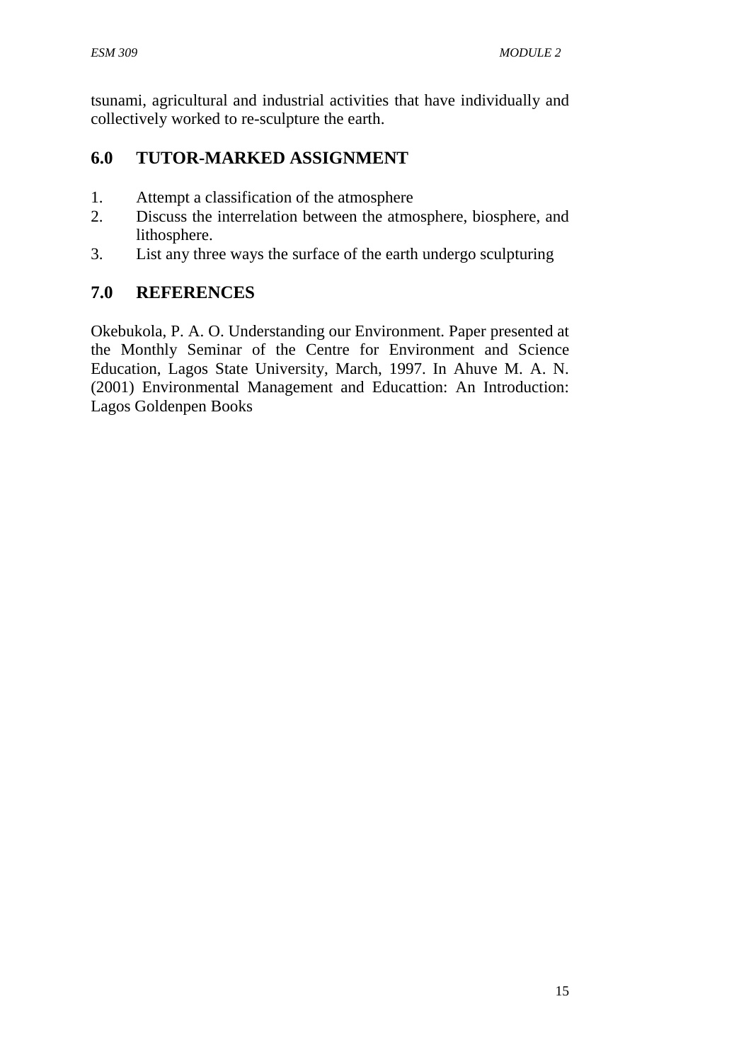tsunami, agricultural and industrial activities that have individually and collectively worked to re-sculpture the earth.

## 6.0 TUTOR-MARKED ASSIGNMENT

1. Attempt a classification of the atmosphere
2. Discuss the interrelation between the atmosphere, biosphere, and lithosphere.
3. List any three ways the surface of the earth undergo sculpturing

## 7.0 REFERENCES

Okebukola, P. A. O. Understanding our Environment. Paper presented at the Monthly Seminar of the Centre for Environment and Science Education, Lagos State University, March, 1997. In Ahuve M. A. N. (2001) Environmental Management and Educattion: An Introduction: Lagos Goldenpen Books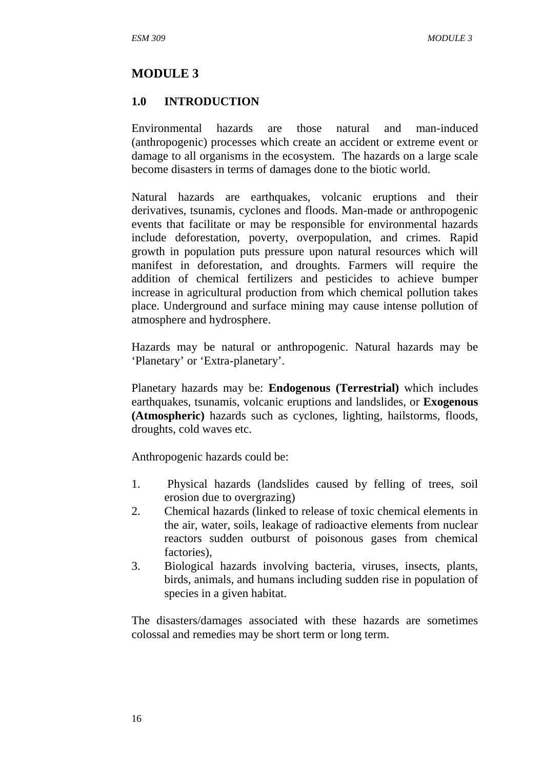# MODULE 3

## 1.0 INTRODUCTION

Environmental hazards are those natural and man-induced (anthropogenic) processes which create an accident or extreme event or damage to all organisms in the ecosystem. The hazards on a large scale become disasters in terms of damages done to the biotic world.

Natural hazards are earthquakes, volcanic eruptions and their derivatives, tsunamis, cyclones and floods. Man-made or anthropogenic events that facilitate or may be responsible for environmental hazards include deforestation, poverty, overpopulation, and crimes. Rapid growth in population puts pressure upon natural resources which will manifest in deforestation, and droughts. Farmers will require the addition of chemical fertilizers and pesticides to achieve bumper increase in agricultural production from which chemical pollution takes place. Underground and surface mining may cause intense pollution of atmosphere and hydrosphere.

Hazards may be natural or anthropogenic. Natural hazards may be 'Planetary' or 'Extra-planetary'.

Planetary hazards may be: **Endogenous (Terrestrial)** which includes earthquakes, tsunamis, volcanic eruptions and landslides, or **Exogenous (Atmospheric)** hazards such as cyclones, lighting, hailstorms, floods, droughts, cold waves etc.

Anthropogenic hazards could be:

1. Physical hazards (landslides caused by felling of trees, soil erosion due to overgrazing)
2. Chemical hazards (linked to release of toxic chemical elements in the air, water, soils, leakage of radioactive elements from nuclear reactors sudden outburst of poisonous gases from chemical factories),
3. Biological hazards involving bacteria, viruses, insects, plants, birds, animals, and humans including sudden rise in population of species in a given habitat.

The disasters/damages associated with these hazards are sometimes colossal and remedies may be short term or long term.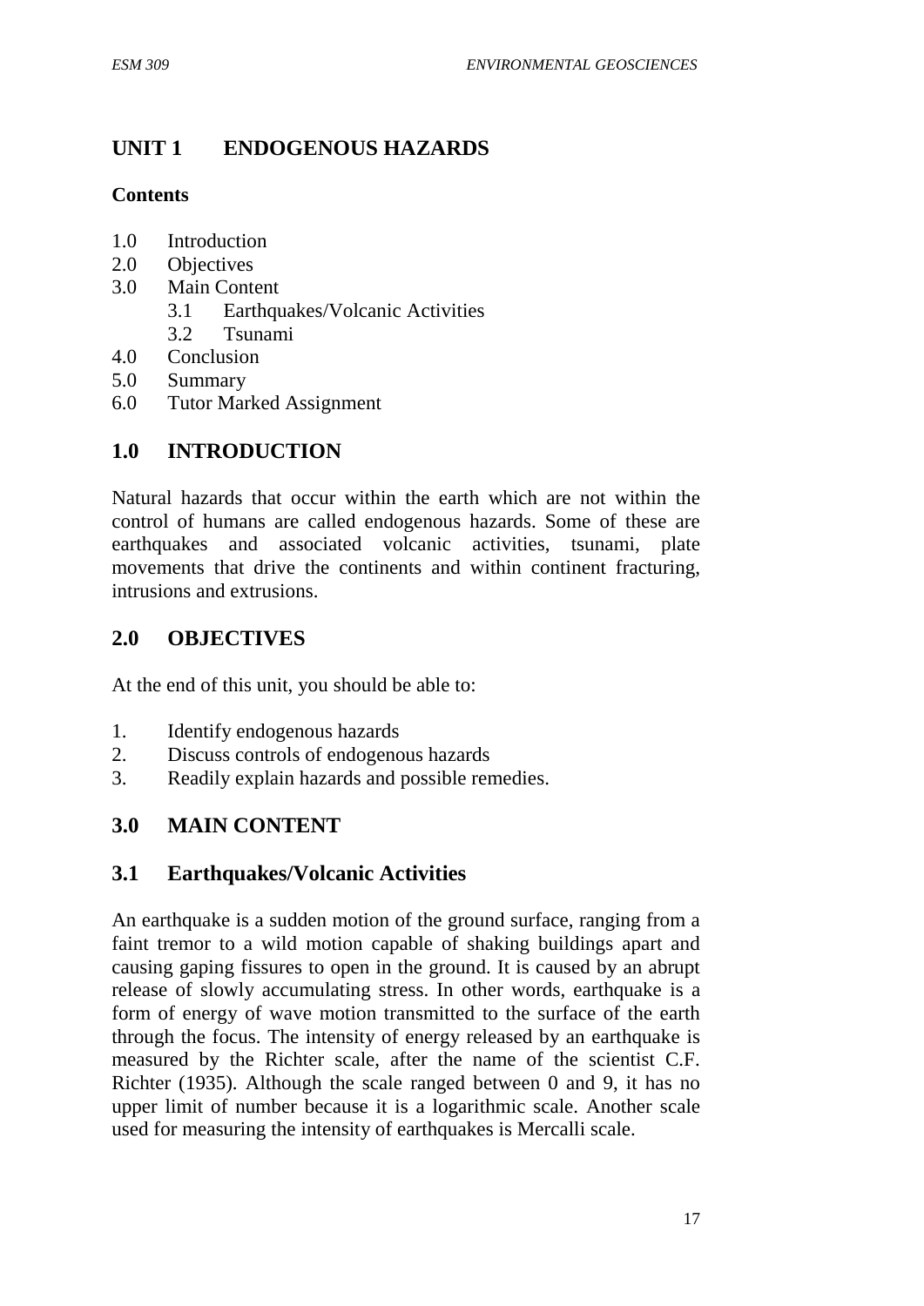## UNIT 1 ENDOGENOUS HAZARDS

**Contents**

1.0 Introduction
2.0 Objectives
3.0 Main Content
    3.1 Earthquakes/Volcanic Activities
    3.2 Tsunami
4.0 Conclusion
5.0 Summary
6.0 Tutor Marked Assignment

## 1.0 INTRODUCTION

Natural hazards that occur within the earth which are not within the control of humans are called endogenous hazards. Some of these are earthquakes and associated volcanic activities, tsunami, plate movements that drive the continents and within continent fracturing, intrusions and extrusions.

## 2.0 OBJECTIVES

At the end of this unit, you should be able to:

1. Identify endogenous hazards
2. Discuss controls of endogenous hazards
3. Readily explain hazards and possible remedies.

## 3.0 MAIN CONTENT

### 3.1 Earthquakes/Volcanic Activities

An earthquake is a sudden motion of the ground surface, ranging from a faint tremor to a wild motion capable of shaking buildings apart and causing gaping fissures to open in the ground. It is caused by an abrupt release of slowly accumulating stress. In other words, earthquake is a form of energy of wave motion transmitted to the surface of the earth through the focus. The intensity of energy released by an earthquake is measured by the Richter scale, after the name of the scientist C.F. Richter (1935). Although the scale ranged between 0 and 9, it has no upper limit of number because it is a logarithmic scale. Another scale used for measuring the intensity of earthquakes is Mercalli scale.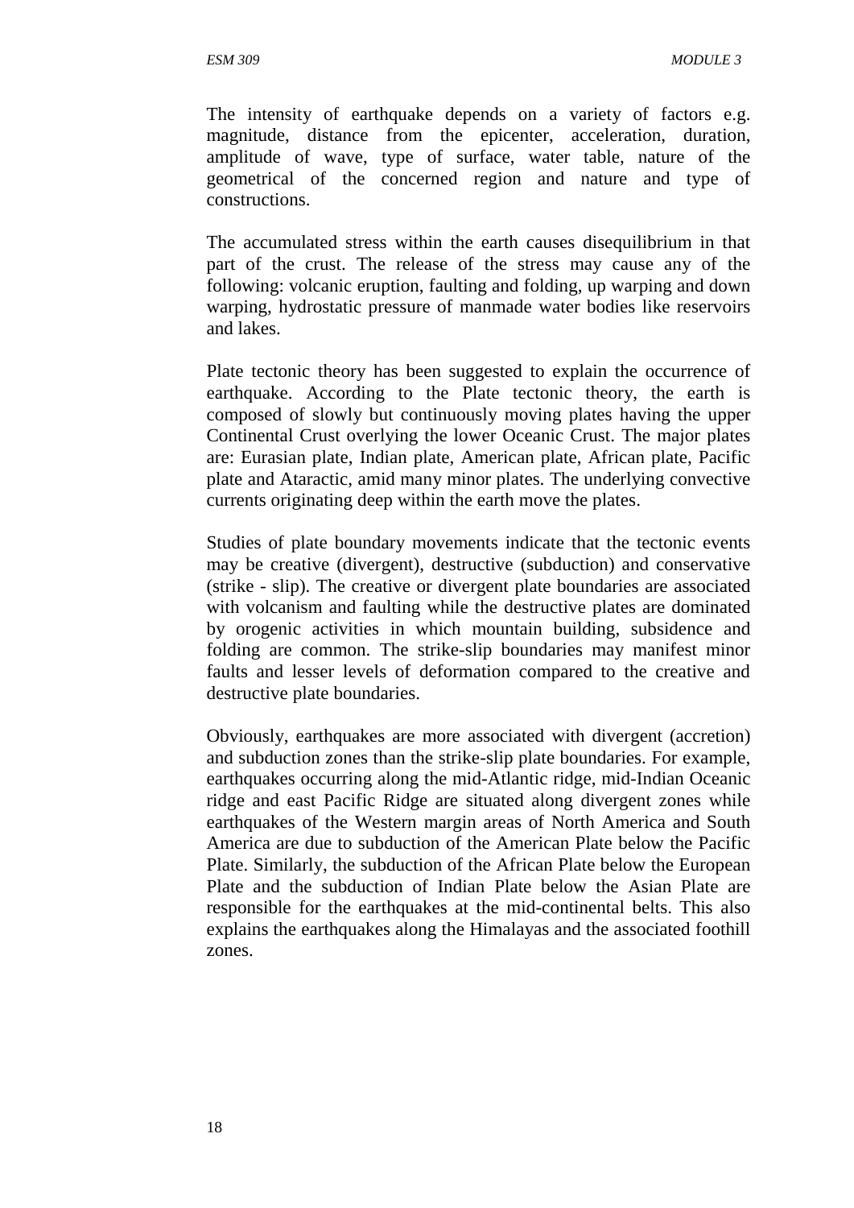The intensity of earthquake depends on a variety of factors e.g. magnitude, distance from the epicenter, acceleration, duration, amplitude of wave, type of surface, water table, nature of the geometrical of the concerned region and nature and type of constructions.

The accumulated stress within the earth causes disequilibrium in that part of the crust. The release of the stress may cause any of the following: volcanic eruption, faulting and folding, up warping and down warping, hydrostatic pressure of manmade water bodies like reservoirs and lakes.

Plate tectonic theory has been suggested to explain the occurrence of earthquake. According to the Plate tectonic theory, the earth is composed of slowly but continuously moving plates having the upper Continental Crust overlying the lower Oceanic Crust. The major plates are: Eurasian plate, Indian plate, American plate, African plate, Pacific plate and Ataractic, amid many minor plates. The underlying convective currents originating deep within the earth move the plates.

Studies of plate boundary movements indicate that the tectonic events may be creative (divergent), destructive (subduction) and conservative (strike - slip). The creative or divergent plate boundaries are associated with volcanism and faulting while the destructive plates are dominated by orogenic activities in which mountain building, subsidence and folding are common. The strike-slip boundaries may manifest minor faults and lesser levels of deformation compared to the creative and destructive plate boundaries.

Obviously, earthquakes are more associated with divergent (accretion) and subduction zones than the strike-slip plate boundaries. For example, earthquakes occurring along the mid-Atlantic ridge, mid-Indian Oceanic ridge and east Pacific Ridge are situated along divergent zones while earthquakes of the Western margin areas of North America and South America are due to subduction of the American Plate below the Pacific Plate. Similarly, the subduction of the African Plate below the European Plate and the subduction of Indian Plate below the Asian Plate are responsible for the earthquakes at the mid-continental belts. This also explains the earthquakes along the Himalayas and the associated foothill zones.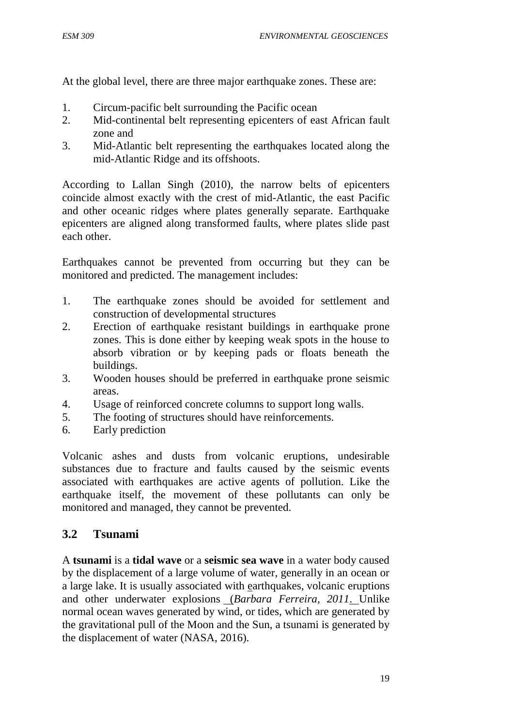At the global level, there are three major earthquake zones. These are:

1. Circum-pacific belt surrounding the Pacific ocean
2. Mid-continental belt representing epicenters of east African fault zone and
3. Mid-Atlantic belt representing the earthquakes located along the mid-Atlantic Ridge and its offshoots.

According to Lallan Singh (2010), the narrow belts of epicenters coincide almost exactly with the crest of mid-Atlantic, the east Pacific and other oceanic ridges where plates generally separate. Earthquake epicenters are aligned along transformed faults, where plates slide past each other.

Earthquakes cannot be prevented from occurring but they can be monitored and predicted. The management includes:

1. The earthquake zones should be avoided for settlement and construction of developmental structures
2. Erection of earthquake resistant buildings in earthquake prone zones. This is done either by keeping weak spots in the house to absorb vibration or by keeping pads or floats beneath the buildings.
3. Wooden houses should be preferred in earthquake prone seismic areas.
4. Usage of reinforced concrete columns to support long walls.
5. The footing of structures should have reinforcements.
6. Early prediction

Volcanic ashes and dusts from volcanic eruptions, undesirable substances due to fracture and faults caused by the seismic events associated with earthquakes are active agents of pollution. Like the earthquake itself, the movement of these pollutants can only be monitored and managed, they cannot be prevented.

## 3.2 Tsunami

A **tsunami** is a **tidal wave** or a **seismic sea wave** in a water body caused by the displacement of a large volume of water, generally in an ocean or a large lake. It is usually associated with earthquakes, volcanic eruptions and other underwater explosions (*Barbara Ferreira, 2011*. Unlike normal ocean waves generated by wind, or tides, which are generated by the gravitational pull of the Moon and the Sun, a tsunami is generated by the displacement of water (NASA, 2016).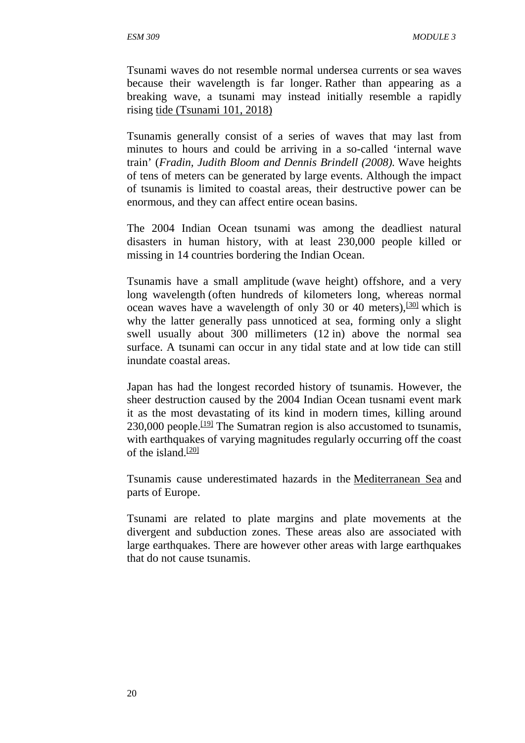Tsunami waves do not resemble normal undersea currents or sea waves because their wavelength is far longer. Rather than appearing as a breaking wave, a tsunami may instead initially resemble a rapidly rising tide (Tsunami 101, 2018)

Tsunamis generally consist of a series of waves that may last from minutes to hours and could be arriving in a so-called 'internal wave train' (*Fradin, Judith Bloom and Dennis Brindell (2008).* Wave heights of tens of meters can be generated by large events. Although the impact of tsunamis is limited to coastal areas, their destructive power can be enormous, and they can affect entire ocean basins.

The 2004 Indian Ocean tsunami was among the deadliest natural disasters in human history, with at least 230,000 people killed or missing in 14 countries bordering the Indian Ocean.

Tsunamis have a small amplitude (wave height) offshore, and a very long wavelength (often hundreds of kilometers long, whereas normal ocean waves have a wavelength of only 30 or 40 meters),[30] which is why the latter generally pass unnoticed at sea, forming only a slight swell usually about 300 millimeters (12 in) above the normal sea surface. A tsunami can occur in any tidal state and at low tide can still inundate coastal areas.

Japan has had the longest recorded history of tsunamis. However, the sheer destruction caused by the 2004 Indian Ocean tusnami event mark it as the most devastating of its kind in modern times, killing around 230,000 people.[19] The Sumatran region is also accustomed to tsunamis, with earthquakes of varying magnitudes regularly occurring off the coast of the island.[20]

Tsunamis cause underestimated hazards in the Mediterranean Sea and parts of Europe.

Tsunami are related to plate margins and plate movements at the divergent and subduction zones. These areas also are associated with large earthquakes. There are however other areas with large earthquakes that do not cause tsunamis.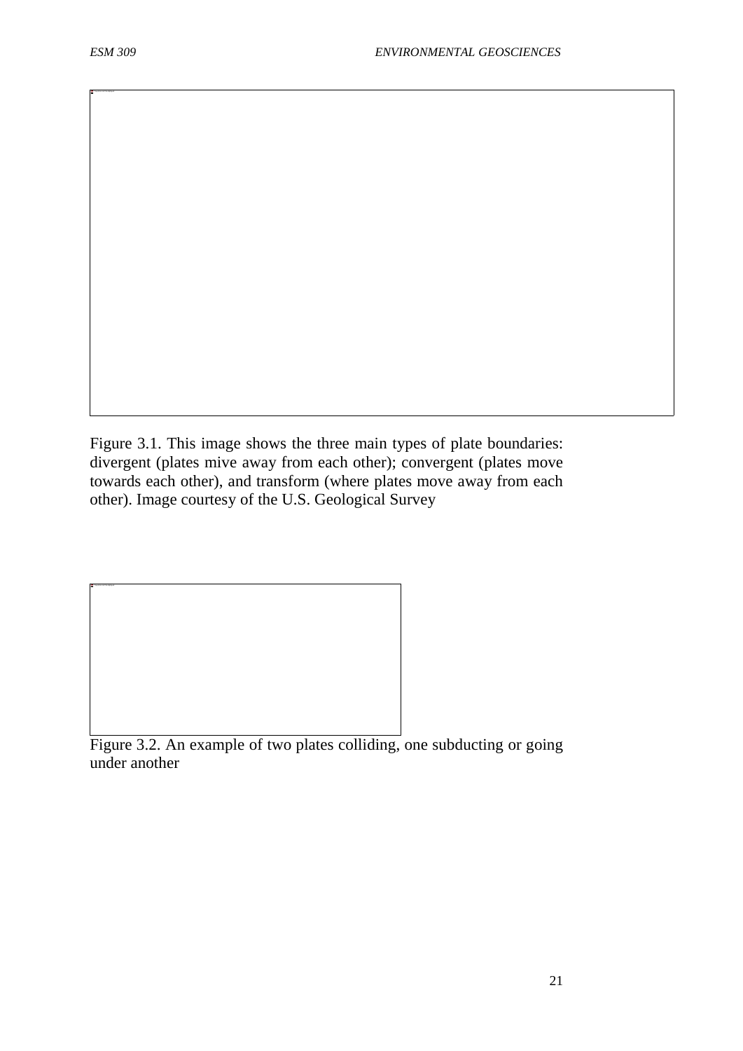Figure 3.1. This image shows the three main types of plate boundaries: divergent (plates mive away from each other); convergent (plates move towards each other), and transform (where plates move away from each other). Image courtesy of the U.S. Geological Survey

Figure 3.2. An example of two plates colliding, one subducting or going under another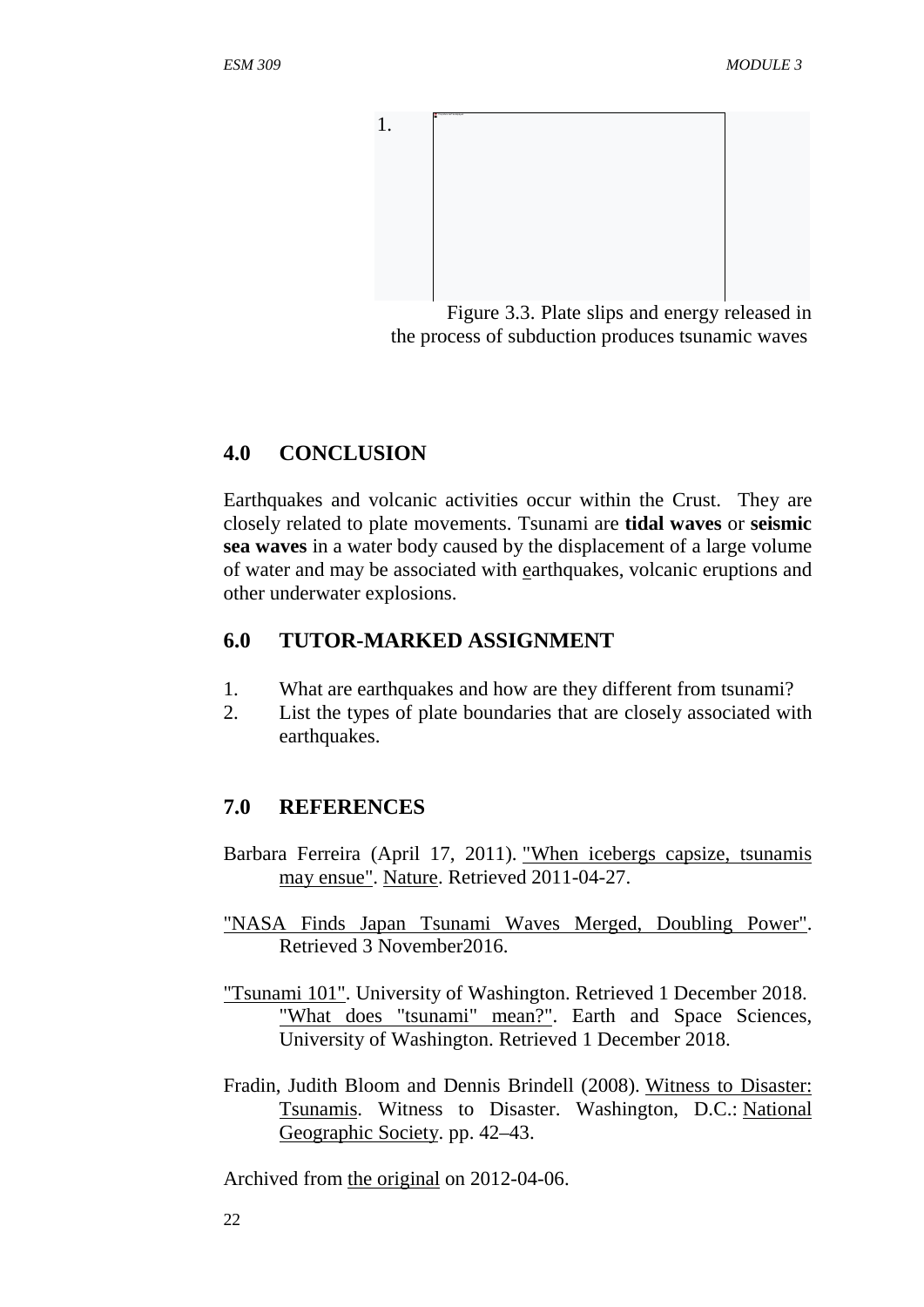1.

Figure 3.3. Plate slips and energy released in the process of subduction produces tsunamic waves

## 4.0 CONCLUSION

Earthquakes and volcanic activities occur within the Crust. They are closely related to plate movements. Tsunami are **tidal waves** or **seismic sea waves** in a water body caused by the displacement of a large volume of water and may be associated with earthquakes, volcanic eruptions and other underwater explosions.

## 6.0 TUTOR-MARKED ASSIGNMENT

1. What are earthquakes and how are they different from tsunami?
2. List the types of plate boundaries that are closely associated with earthquakes.

## 7.0 REFERENCES

Barbara Ferreira (April 17, 2011). "When icebergs capsize, tsunamis may ensue". Nature. Retrieved 2011-04-27.

"NASA Finds Japan Tsunami Waves Merged, Doubling Power". Retrieved 3 November2016.

"Tsunami 101". University of Washington. Retrieved 1 December 2018. "What does "tsunami" mean?". Earth and Space Sciences, University of Washington. Retrieved 1 December 2018.

Fradin, Judith Bloom and Dennis Brindell (2008). Witness to Disaster: Tsunamis. Witness to Disaster. Washington, D.C.: National Geographic Society. pp. 42–43.

Archived from the original on 2012-04-06.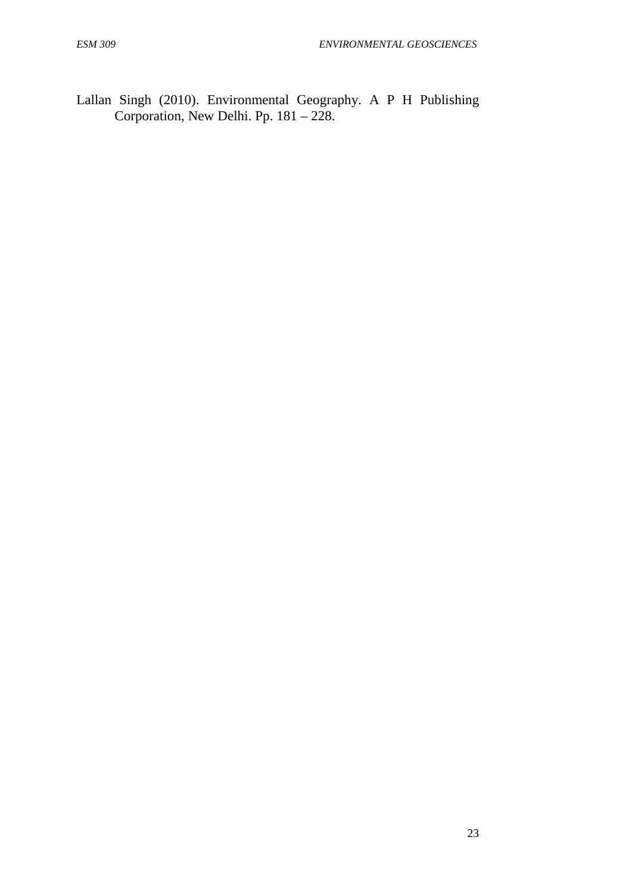Lallan Singh (2010). Environmental Geography. A P H Publishing Corporation, New Delhi. Pp. 181 – 228.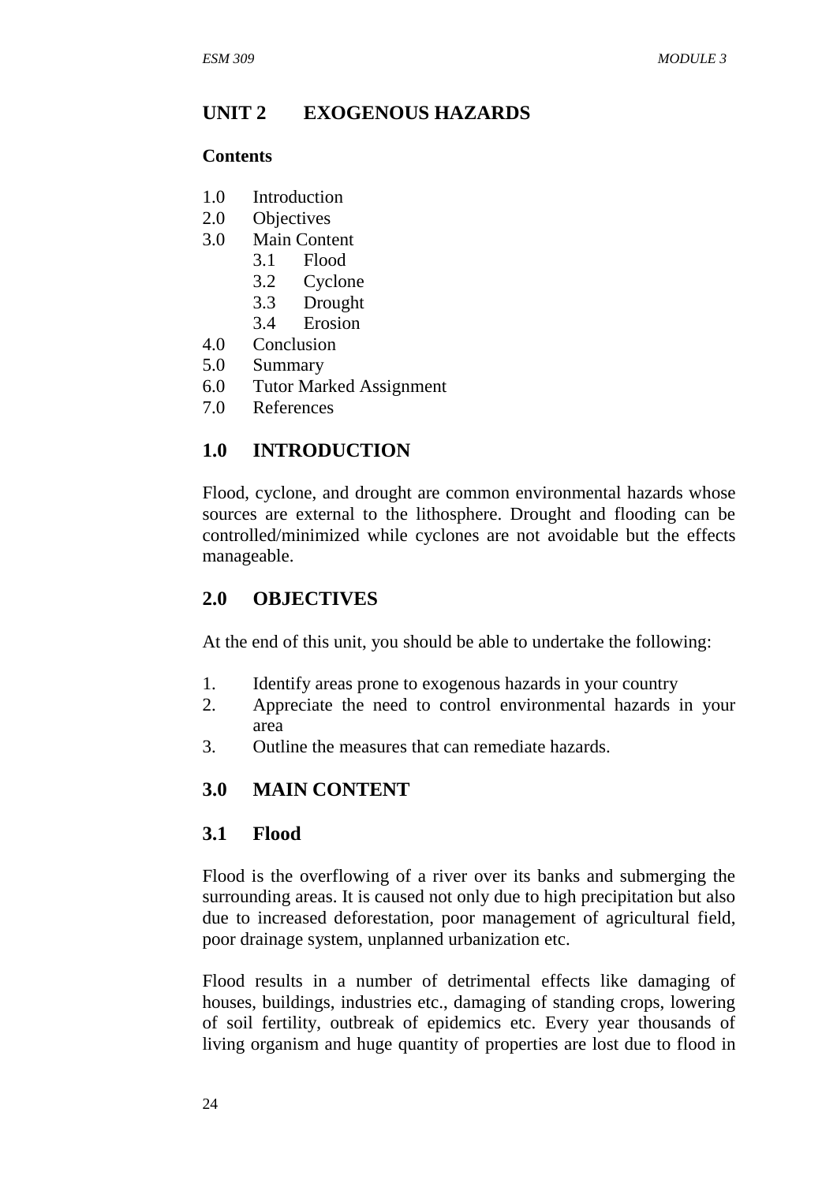## UNIT 2 EXOGENOUS HAZARDS

**Contents**

1.0 Introduction
2.0 Objectives
3.0 Main Content
  3.1 Flood
  3.2 Cyclone
  3.3 Drought
  3.4 Erosion
4.0 Conclusion
5.0 Summary
6.0 Tutor Marked Assignment
7.0 References

## 1.0 INTRODUCTION

Flood, cyclone, and drought are common environmental hazards whose sources are external to the lithosphere. Drought and flooding can be controlled/minimized while cyclones are not avoidable but the effects manageable.

## 2.0 OBJECTIVES

At the end of this unit, you should be able to undertake the following:

1. Identify areas prone to exogenous hazards in your country
2. Appreciate the need to control environmental hazards in your area
3. Outline the measures that can remediate hazards.

## 3.0 MAIN CONTENT

### 3.1 Flood

Flood is the overflowing of a river over its banks and submerging the surrounding areas. It is caused not only due to high precipitation but also due to increased deforestation, poor management of agricultural field, poor drainage system, unplanned urbanization etc.

Flood results in a number of detrimental effects like damaging of houses, buildings, industries etc., damaging of standing crops, lowering of soil fertility, outbreak of epidemics etc. Every year thousands of living organism and huge quantity of properties are lost due to flood in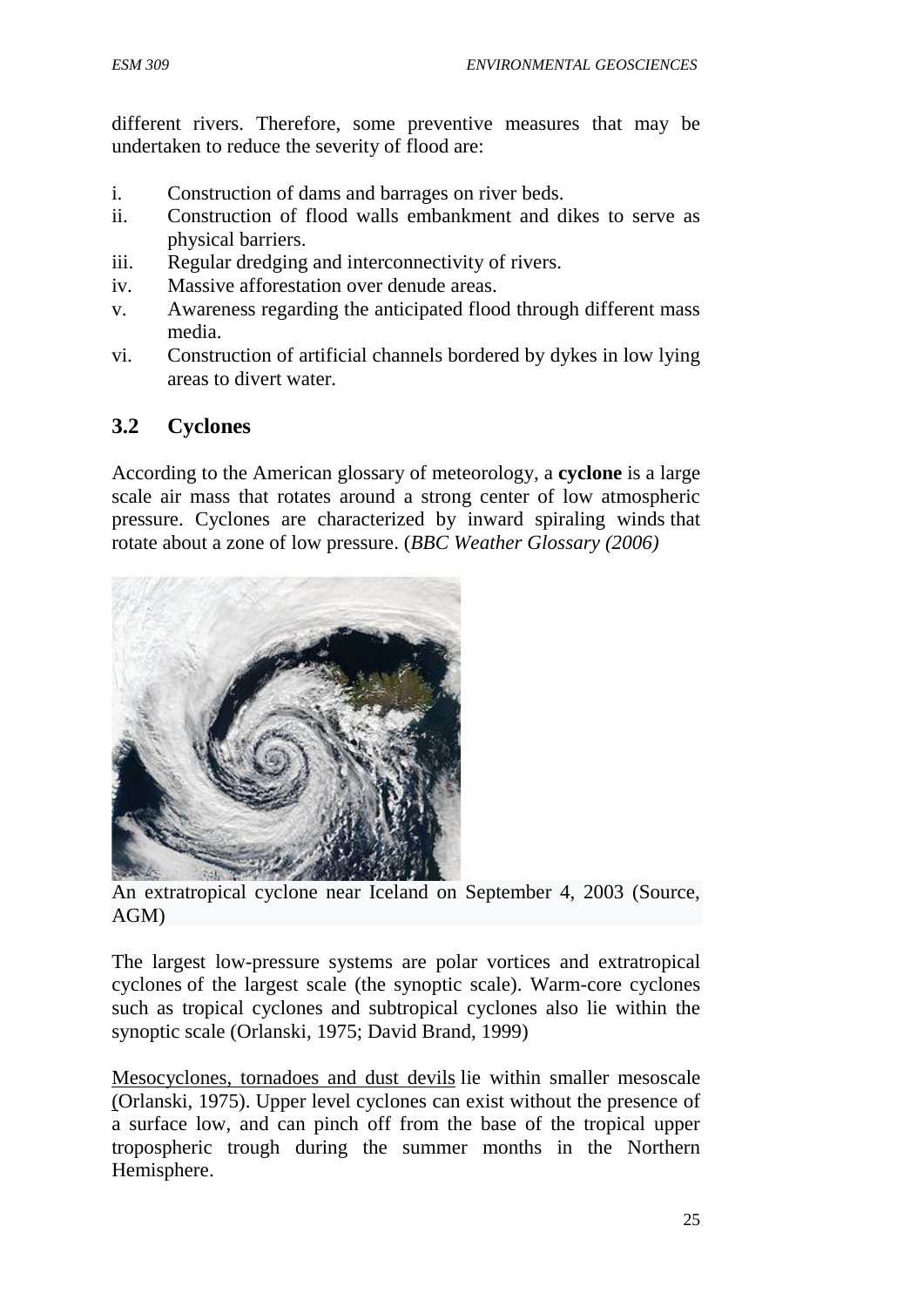different rivers. Therefore, some preventive measures that may be undertaken to reduce the severity of flood are:

i. Construction of dams and barrages on river beds.
ii. Construction of flood walls embankment and dikes to serve as physical barriers.
iii. Regular dredging and interconnectivity of rivers.
iv. Massive afforestation over denude areas.
v. Awareness regarding the anticipated flood through different mass media.
vi. Construction of artificial channels bordered by dykes in low lying areas to divert water.

## 3.2 Cyclones

According to the American glossary of meteorology, a **cyclone** is a large scale air mass that rotates around a strong center of low atmospheric pressure. Cyclones are characterized by inward spiraling winds that rotate about a zone of low pressure. (*BBC Weather Glossary (2006)*

An extratropical cyclone near Iceland on September 4, 2003 (Source, AGM)

The largest low-pressure systems are polar vortices and extratropical cyclones of the largest scale (the synoptic scale). Warm-core cyclones such as tropical cyclones and subtropical cyclones also lie within the synoptic scale (Orlanski, 1975; David Brand, 1999)

Mesocyclones, tornadoes and dust devils lie within smaller mesoscale (Orlanski, 1975). Upper level cyclones can exist without the presence of a surface low, and can pinch off from the base of the tropical upper tropospheric trough during the summer months in the Northern Hemisphere.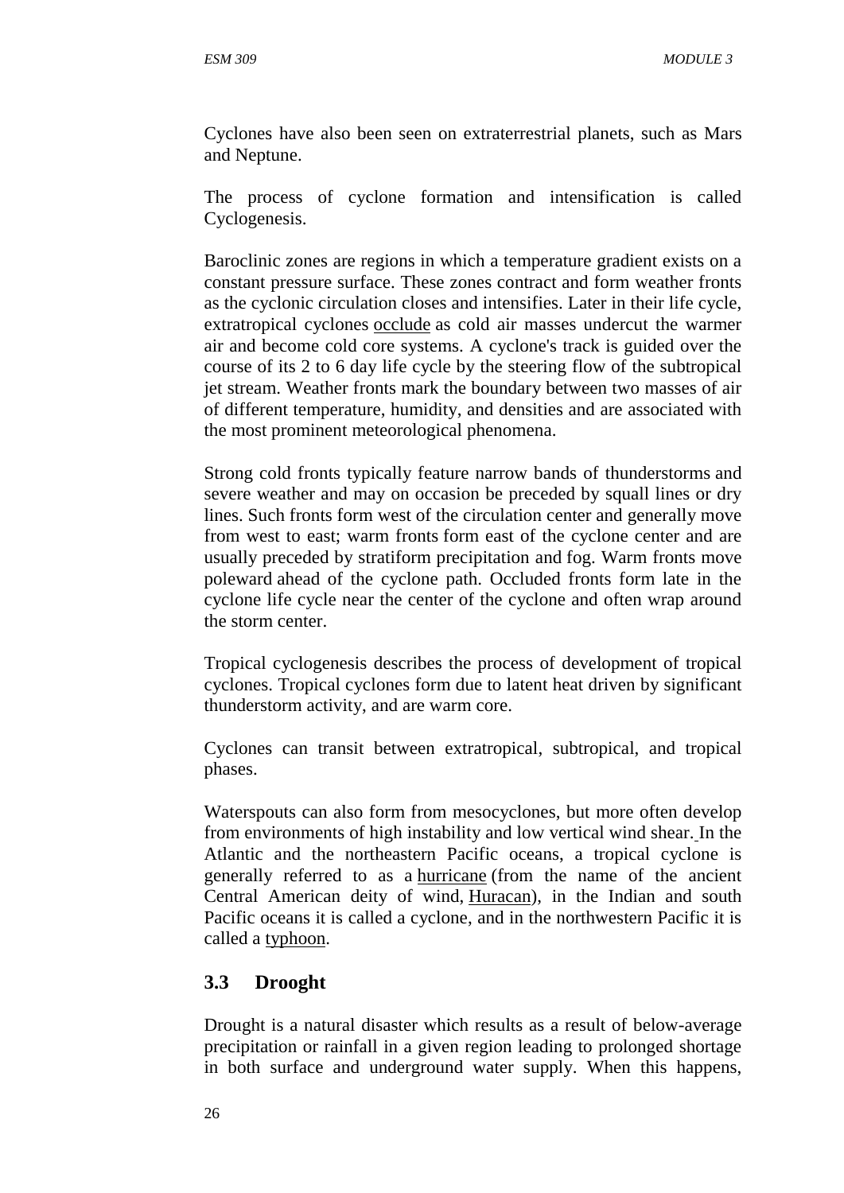Cyclones have also been seen on extraterrestrial planets, such as Mars and Neptune.

The process of cyclone formation and intensification is called Cyclogenesis.

Baroclinic zones are regions in which a temperature gradient exists on a constant pressure surface. These zones contract and form weather fronts as the cyclonic circulation closes and intensifies. Later in their life cycle, extratropical cyclones occlude as cold air masses undercut the warmer air and become cold core systems. A cyclone's track is guided over the course of its 2 to 6 day life cycle by the steering flow of the subtropical jet stream. Weather fronts mark the boundary between two masses of air of different temperature, humidity, and densities and are associated with the most prominent meteorological phenomena.

Strong cold fronts typically feature narrow bands of thunderstorms and severe weather and may on occasion be preceded by squall lines or dry lines. Such fronts form west of the circulation center and generally move from west to east; warm fronts form east of the cyclone center and are usually preceded by stratiform precipitation and fog. Warm fronts move poleward ahead of the cyclone path. Occluded fronts form late in the cyclone life cycle near the center of the cyclone and often wrap around the storm center.

Tropical cyclogenesis describes the process of development of tropical cyclones. Tropical cyclones form due to latent heat driven by significant thunderstorm activity, and are warm core.

Cyclones can transit between extratropical, subtropical, and tropical phases.

Waterspouts can also form from mesocyclones, but more often develop from environments of high instability and low vertical wind shear. In the Atlantic and the northeastern Pacific oceans, a tropical cyclone is generally referred to as a hurricane (from the name of the ancient Central American deity of wind, Huracan), in the Indian and south Pacific oceans it is called a cyclone, and in the northwestern Pacific it is called a typhoon.

## 3.3 Drooght

Drought is a natural disaster which results as a result of below-average precipitation or rainfall in a given region leading to prolonged shortage in both surface and underground water supply. When this happens,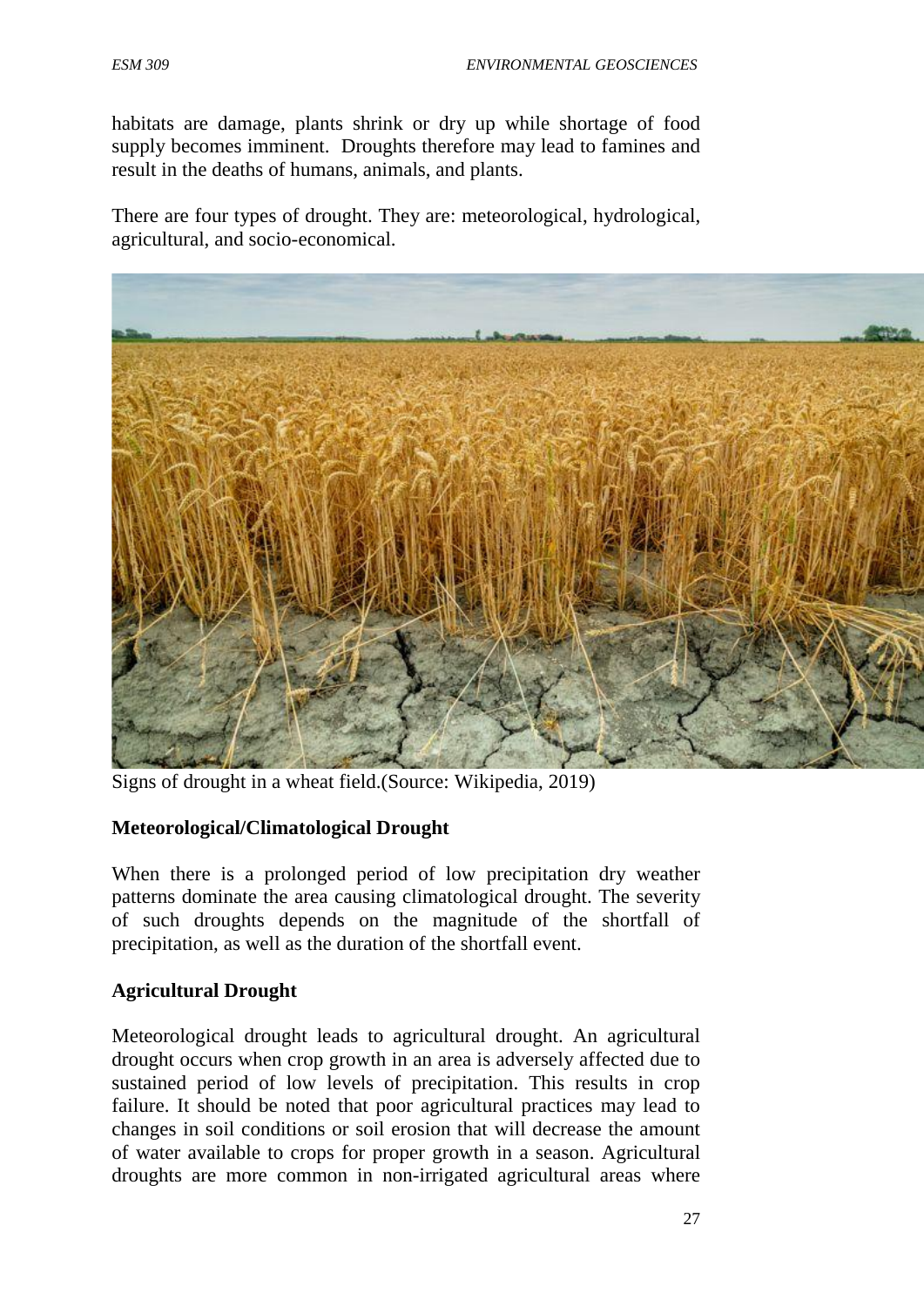habitats are damage, plants shrink or dry up while shortage of food supply becomes imminent. Droughts therefore may lead to famines and result in the deaths of humans, animals, and plants.

There are four types of drought. They are: meteorological, hydrological, agricultural, and socio-economical.

Signs of drought in a wheat field.(Source: Wikipedia, 2019)

**Meteorological/Climatological Drought**

When there is a prolonged period of low precipitation dry weather patterns dominate the area causing climatological drought. The severity of such droughts depends on the magnitude of the shortfall of precipitation, as well as the duration of the shortfall event.

**Agricultural Drought**

Meteorological drought leads to agricultural drought. An agricultural drought occurs when crop growth in an area is adversely affected due to sustained period of low levels of precipitation. This results in crop failure. It should be noted that poor agricultural practices may lead to changes in soil conditions or soil erosion that will decrease the amount of water available to crops for proper growth in a season. Agricultural droughts are more common in non-irrigated agricultural areas where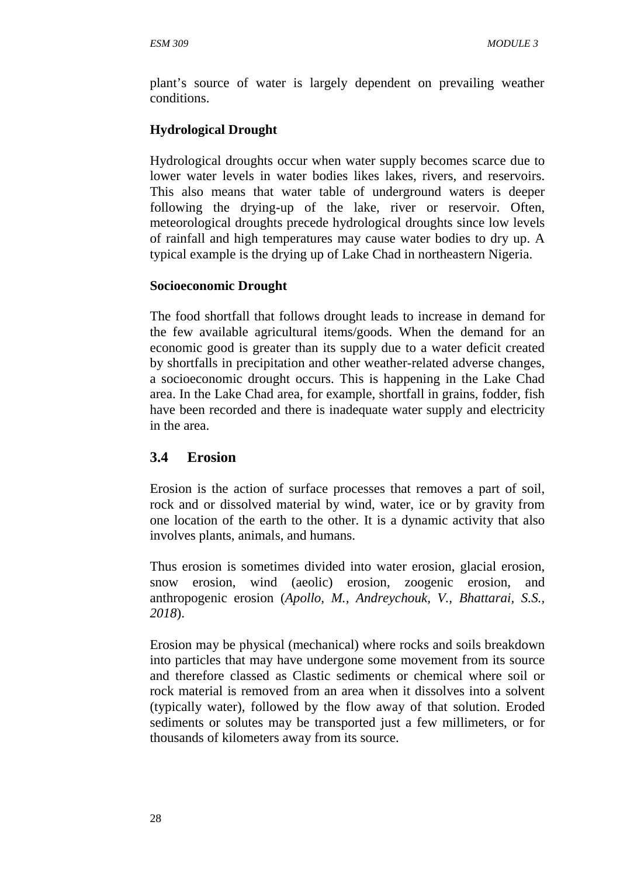plant's source of water is largely dependent on prevailing weather conditions.

**Hydrological Drought**

Hydrological droughts occur when water supply becomes scarce due to lower water levels in water bodies likes lakes, rivers, and reservoirs. This also means that water table of underground waters is deeper following the drying-up of the lake, river or reservoir. Often, meteorological droughts precede hydrological droughts since low levels of rainfall and high temperatures may cause water bodies to dry up. A typical example is the drying up of Lake Chad in northeastern Nigeria.

**Socioeconomic Drought**

The food shortfall that follows drought leads to increase in demand for the few available agricultural items/goods. When the demand for an economic good is greater than its supply due to a water deficit created by shortfalls in precipitation and other weather-related adverse changes, a socioeconomic drought occurs. This is happening in the Lake Chad area. In the Lake Chad area, for example, shortfall in grains, fodder, fish have been recorded and there is inadequate water supply and electricity in the area.

## 3.4 Erosion

Erosion is the action of surface processes that removes a part of soil, rock and or dissolved material by wind, water, ice or by gravity from one location of the earth to the other. It is a dynamic activity that also involves plants, animals, and humans.

Thus erosion is sometimes divided into water erosion, glacial erosion, snow erosion, wind (aeolic) erosion, zoogenic erosion, and anthropogenic erosion (*Apollo, M., Andreychouk, V., Bhattarai, S.S., 2018*).

Erosion may be physical (mechanical) where rocks and soils breakdown into particles that may have undergone some movement from its source and therefore classed as Clastic sediments or chemical where soil or rock material is removed from an area when it dissolves into a solvent (typically water), followed by the flow away of that solution. Eroded sediments or solutes may be transported just a few millimeters, or for thousands of kilometers away from its source.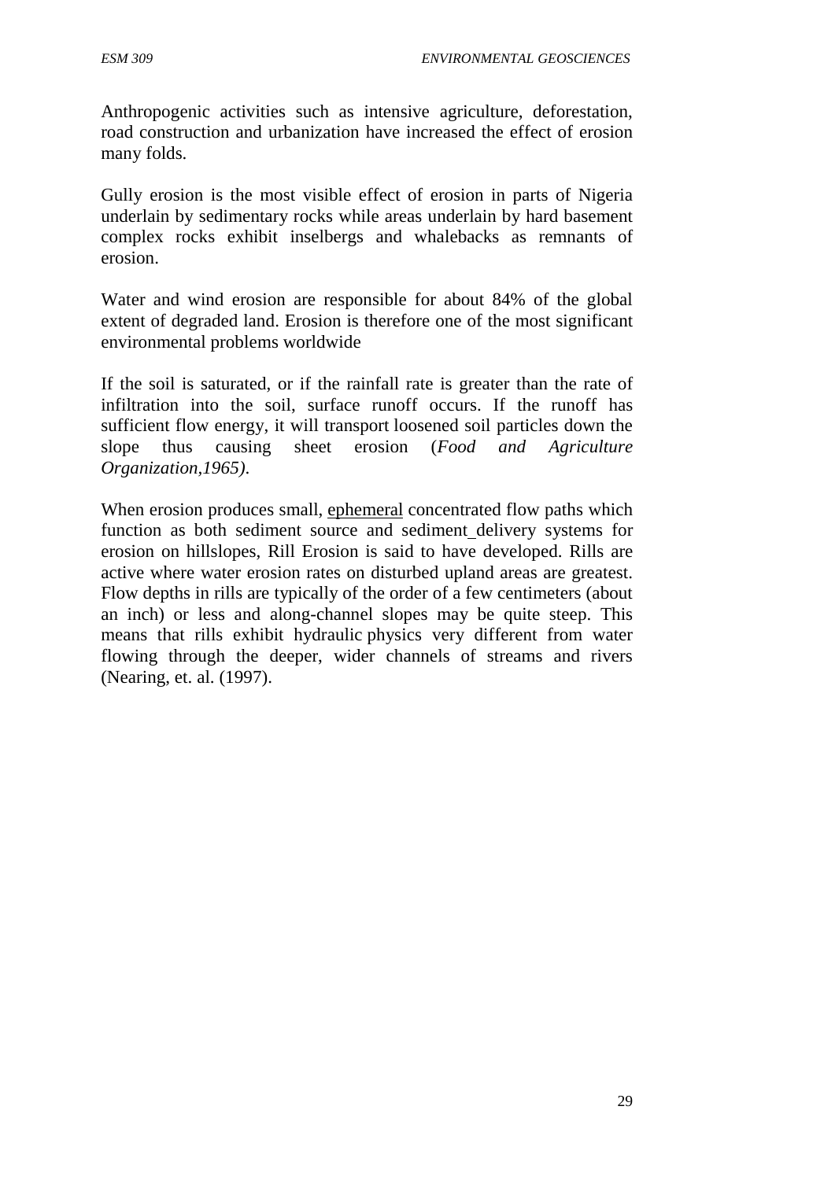Anthropogenic activities such as intensive agriculture, deforestation, road construction and urbanization have increased the effect of erosion many folds.

Gully erosion is the most visible effect of erosion in parts of Nigeria underlain by sedimentary rocks while areas underlain by hard basement complex rocks exhibit inselbergs and whalebacks as remnants of erosion.

Water and wind erosion are responsible for about 84% of the global extent of degraded land. Erosion is therefore one of the most significant environmental problems worldwide

If the soil is saturated, or if the rainfall rate is greater than the rate of infiltration into the soil, surface runoff occurs. If the runoff has sufficient flow energy, it will transport loosened soil particles down the slope thus causing sheet erosion (*Food and Agriculture Organization,1965)*.

When erosion produces small, ephemeral concentrated flow paths which function as both sediment source and sediment delivery systems for erosion on hillslopes, Rill Erosion is said to have developed. Rills are active where water erosion rates on disturbed upland areas are greatest. Flow depths in rills are typically of the order of a few centimeters (about an inch) or less and along-channel slopes may be quite steep. This means that rills exhibit hydraulic physics very different from water flowing through the deeper, wider channels of streams and rivers (Nearing, et. al. (1997).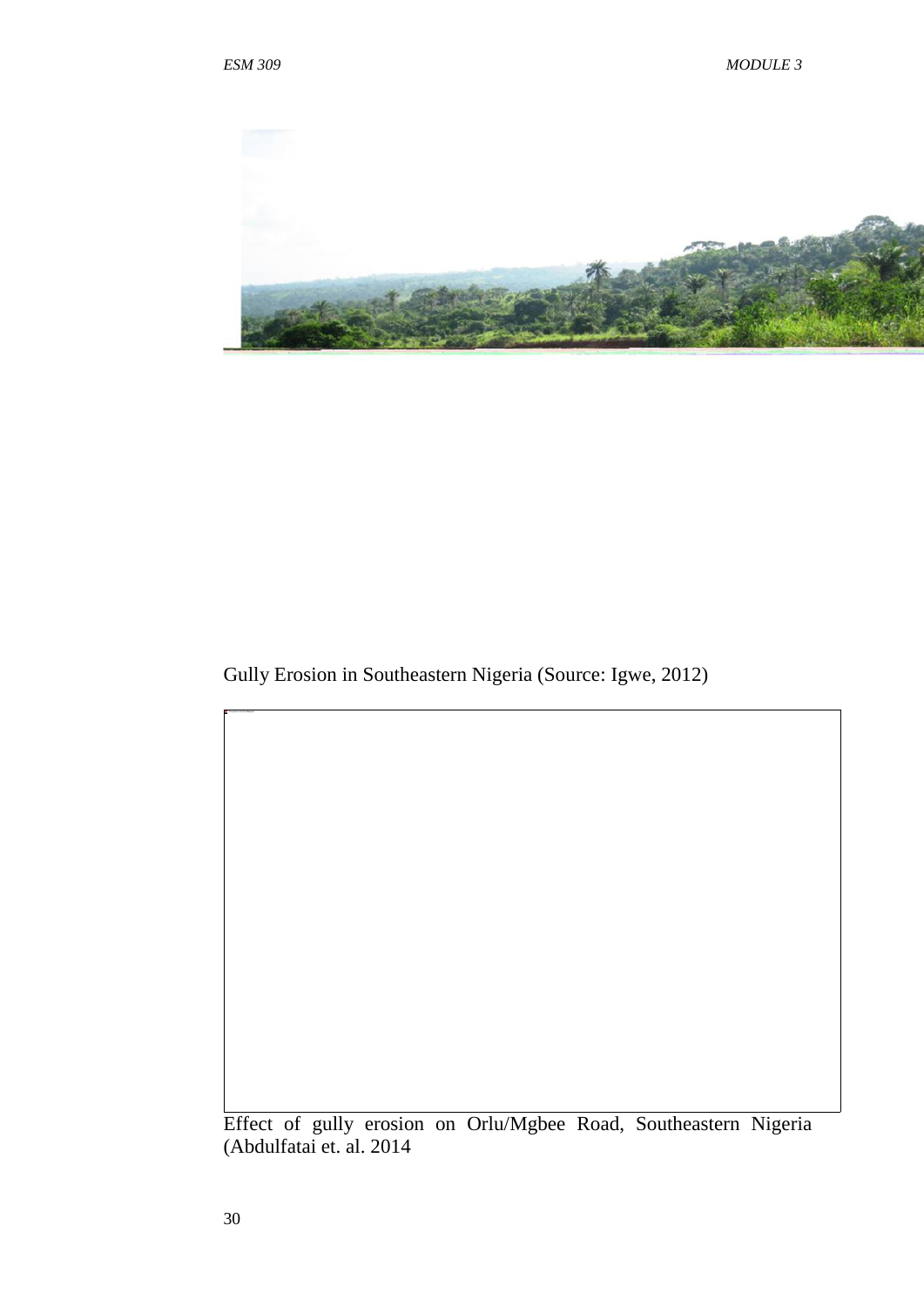Gully Erosion in Southeastern Nigeria (Source: Igwe, 2012)

Effect of gully erosion on Orlu/Mgbee Road, Southeastern Nigeria (Abdulfatai et. al. 2014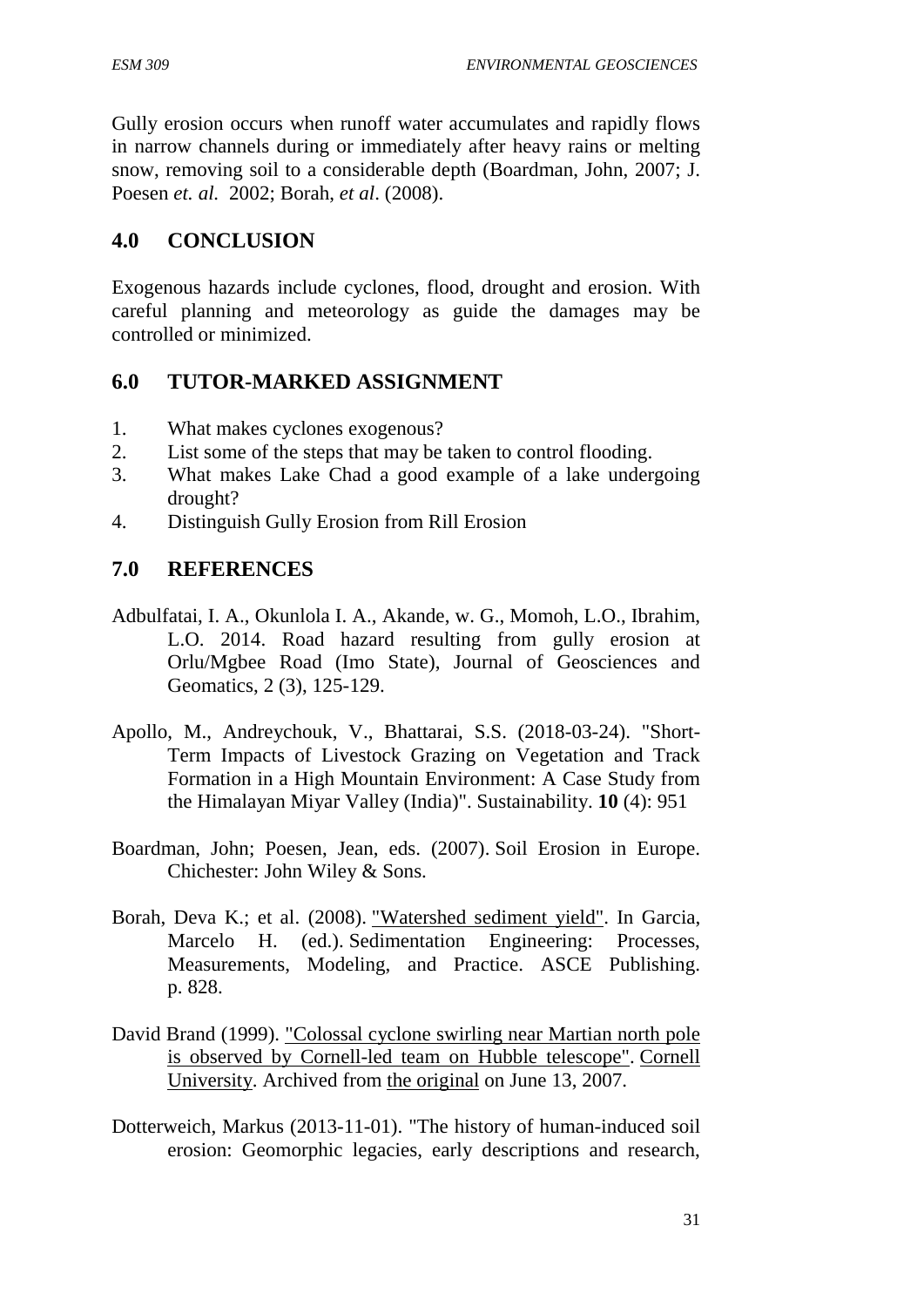Gully erosion occurs when runoff water accumulates and rapidly flows in narrow channels during or immediately after heavy rains or melting snow, removing soil to a considerable depth (Boardman, John, 2007; J. Poesen *et. al.* 2002; Borah, *et al*. (2008).

## 4.0 CONCLUSION

Exogenous hazards include cyclones, flood, drought and erosion. With careful planning and meteorology as guide the damages may be controlled or minimized.

## 6.0 TUTOR-MARKED ASSIGNMENT

1. What makes cyclones exogenous?
2. List some of the steps that may be taken to control flooding.
3. What makes Lake Chad a good example of a lake undergoing drought?
4. Distinguish Gully Erosion from Rill Erosion

## 7.0 REFERENCES

Adbulfatai, I. A., Okunlola I. A., Akande, w. G., Momoh, L.O., Ibrahim, L.O. 2014. Road hazard resulting from gully erosion at Orlu/Mgbee Road (Imo State), Journal of Geosciences and Geomatics, 2 (3), 125-129.

Apollo, M., Andreychouk, V., Bhattarai, S.S. (2018-03-24). "Short-Term Impacts of Livestock Grazing on Vegetation and Track Formation in a High Mountain Environment: A Case Study from the Himalayan Miyar Valley (India)". Sustainability. **10** (4): 951

Boardman, John; Poesen, Jean, eds. (2007). Soil Erosion in Europe. Chichester: John Wiley & Sons.

Borah, Deva K.; et al. (2008). "Watershed sediment yield". In Garcia, Marcelo H. (ed.). Sedimentation Engineering: Processes, Measurements, Modeling, and Practice. ASCE Publishing. p. 828.

David Brand (1999). "Colossal cyclone swirling near Martian north pole is observed by Cornell-led team on Hubble telescope". Cornell University. Archived from the original on June 13, 2007.

Dotterweich, Markus (2013-11-01). "The history of human-induced soil erosion: Geomorphic legacies, early descriptions and research,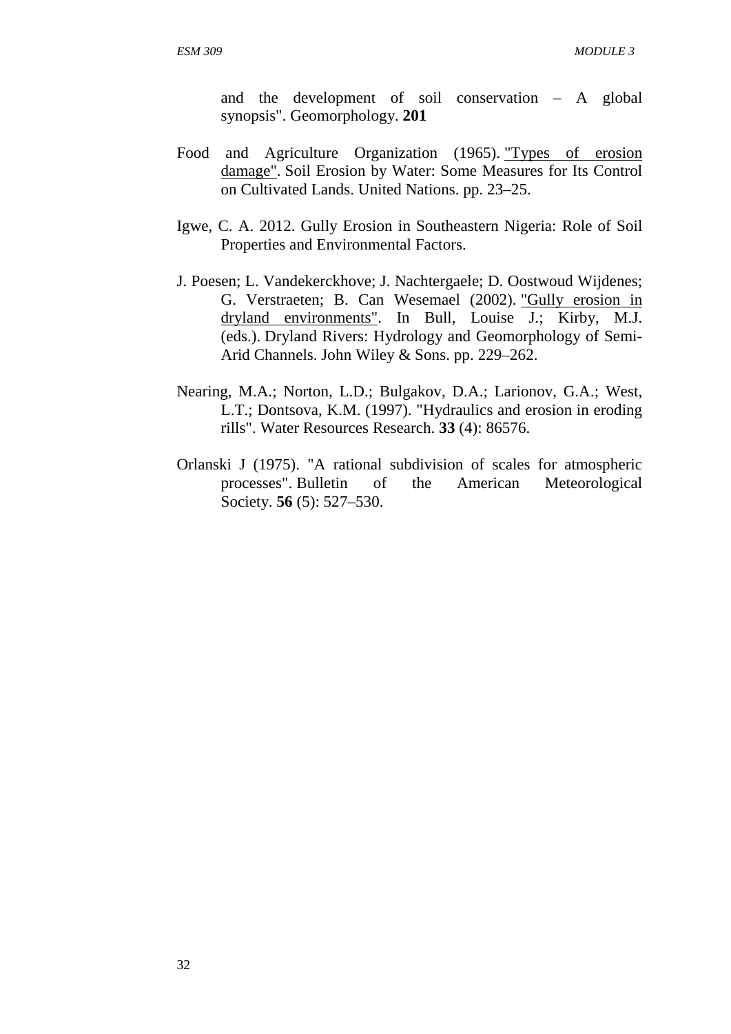and the development of soil conservation – A global synopsis". Geomorphology. **201**

Food and Agriculture Organization (1965). "Types of erosion damage". Soil Erosion by Water: Some Measures for Its Control on Cultivated Lands. United Nations. pp. 23–25.

Igwe, C. A. 2012. Gully Erosion in Southeastern Nigeria: Role of Soil Properties and Environmental Factors.

J. Poesen; L. Vandekerckhove; J. Nachtergaele; D. Oostwoud Wijdenes; G. Verstraeten; B. Can Wesemael (2002). "Gully erosion in dryland environments". In Bull, Louise J.; Kirby, M.J. (eds.). Dryland Rivers: Hydrology and Geomorphology of Semi-Arid Channels. John Wiley & Sons. pp. 229–262.

Nearing, M.A.; Norton, L.D.; Bulgakov, D.A.; Larionov, G.A.; West, L.T.; Dontsova, K.M. (1997). "Hydraulics and erosion in eroding rills". Water Resources Research. **33** (4): 86576.

Orlanski J (1975). "A rational subdivision of scales for atmospheric processes". Bulletin of the American Meteorological Society. **56** (5): 527–530.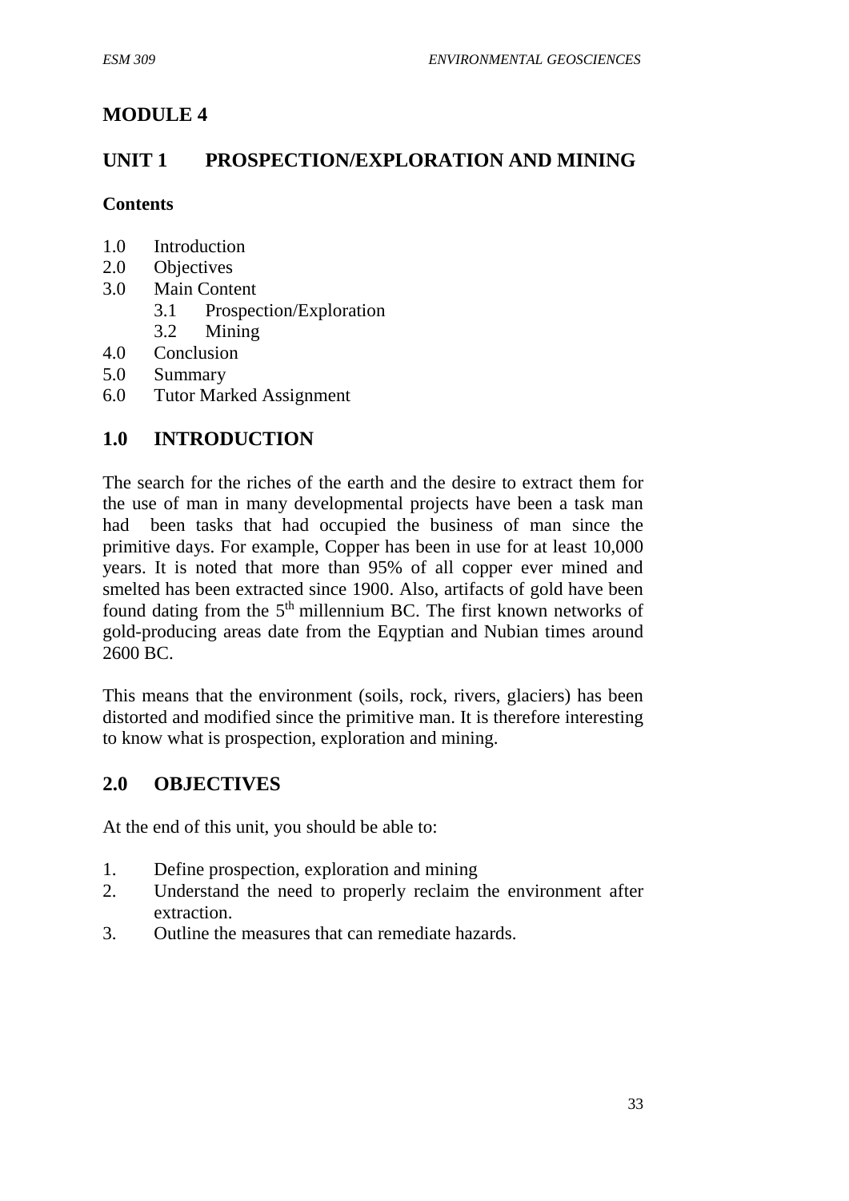# MODULE 4

## UNIT 1 PROSPECTION/EXPLORATION AND MINING

**Contents**

1.0 Introduction
2.0 Objectives
3.0 Main Content
  3.1 Prospection/Exploration
  3.2 Mining
4.0 Conclusion
5.0 Summary
6.0 Tutor Marked Assignment

## 1.0 INTRODUCTION

The search for the riches of the earth and the desire to extract them for the use of man in many developmental projects have been a task man had been tasks that had occupied the business of man since the primitive days. For example, Copper has been in use for at least 10,000 years. It is noted that more than 95% of all copper ever mined and smelted has been extracted since 1900. Also, artifacts of gold have been found dating from the 5th millennium BC. The first known networks of gold-producing areas date from the Eqyptian and Nubian times around 2600 BC.

This means that the environment (soils, rock, rivers, glaciers) has been distorted and modified since the primitive man. It is therefore interesting to know what is prospection, exploration and mining.

## 2.0 OBJECTIVES

At the end of this unit, you should be able to:

1. Define prospection, exploration and mining
2. Understand the need to properly reclaim the environment after extraction.
3. Outline the measures that can remediate hazards.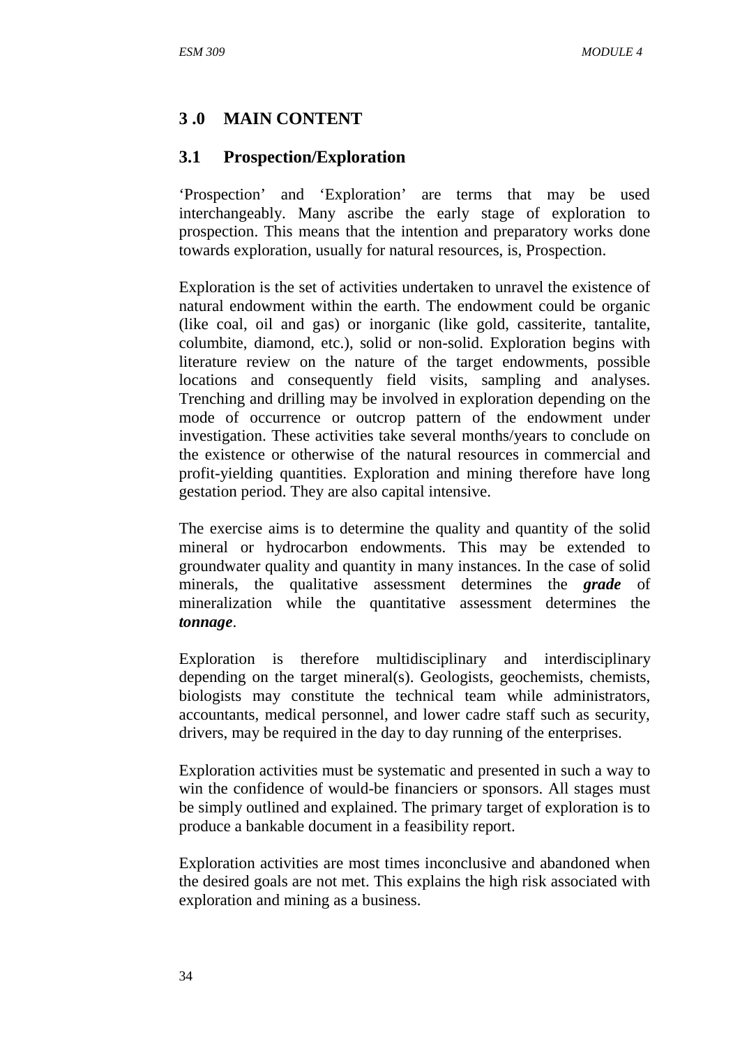## 3 .0 MAIN CONTENT

### 3.1 Prospection/Exploration

'Prospection' and 'Exploration' are terms that may be used interchangeably. Many ascribe the early stage of exploration to prospection. This means that the intention and preparatory works done towards exploration, usually for natural resources, is, Prospection.

Exploration is the set of activities undertaken to unravel the existence of natural endowment within the earth. The endowment could be organic (like coal, oil and gas) or inorganic (like gold, cassiterite, tantalite, columbite, diamond, etc.), solid or non-solid. Exploration begins with literature review on the nature of the target endowments, possible locations and consequently field visits, sampling and analyses. Trenching and drilling may be involved in exploration depending on the mode of occurrence or outcrop pattern of the endowment under investigation. These activities take several months/years to conclude on the existence or otherwise of the natural resources in commercial and profit-yielding quantities. Exploration and mining therefore have long gestation period. They are also capital intensive.

The exercise aims is to determine the quality and quantity of the solid mineral or hydrocarbon endowments. This may be extended to groundwater quality and quantity in many instances. In the case of solid minerals, the qualitative assessment determines the ***grade*** of mineralization while the quantitative assessment determines the ***tonnage***.

Exploration is therefore multidisciplinary and interdisciplinary depending on the target mineral(s). Geologists, geochemists, chemists, biologists may constitute the technical team while administrators, accountants, medical personnel, and lower cadre staff such as security, drivers, may be required in the day to day running of the enterprises.

Exploration activities must be systematic and presented in such a way to win the confidence of would-be financiers or sponsors. All stages must be simply outlined and explained. The primary target of exploration is to produce a bankable document in a feasibility report.

Exploration activities are most times inconclusive and abandoned when the desired goals are not met. This explains the high risk associated with exploration and mining as a business.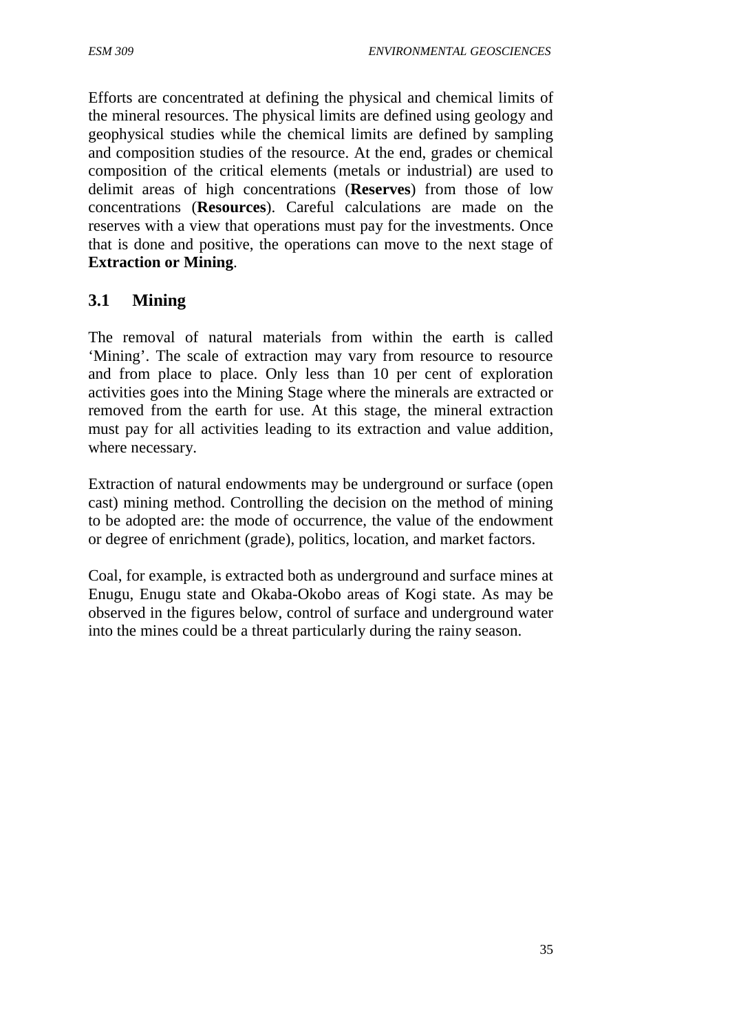Efforts are concentrated at defining the physical and chemical limits of the mineral resources. The physical limits are defined using geology and geophysical studies while the chemical limits are defined by sampling and composition studies of the resource. At the end, grades or chemical composition of the critical elements (metals or industrial) are used to delimit areas of high concentrations (**Reserves**) from those of low concentrations (**Resources**). Careful calculations are made on the reserves with a view that operations must pay for the investments. Once that is done and positive, the operations can move to the next stage of **Extraction or Mining**.

## 3.1 Mining

The removal of natural materials from within the earth is called 'Mining'. The scale of extraction may vary from resource to resource and from place to place. Only less than 10 per cent of exploration activities goes into the Mining Stage where the minerals are extracted or removed from the earth for use. At this stage, the mineral extraction must pay for all activities leading to its extraction and value addition, where necessary.

Extraction of natural endowments may be underground or surface (open cast) mining method. Controlling the decision on the method of mining to be adopted are: the mode of occurrence, the value of the endowment or degree of enrichment (grade), politics, location, and market factors.

Coal, for example, is extracted both as underground and surface mines at Enugu, Enugu state and Okaba-Okobo areas of Kogi state. As may be observed in the figures below, control of surface and underground water into the mines could be a threat particularly during the rainy season.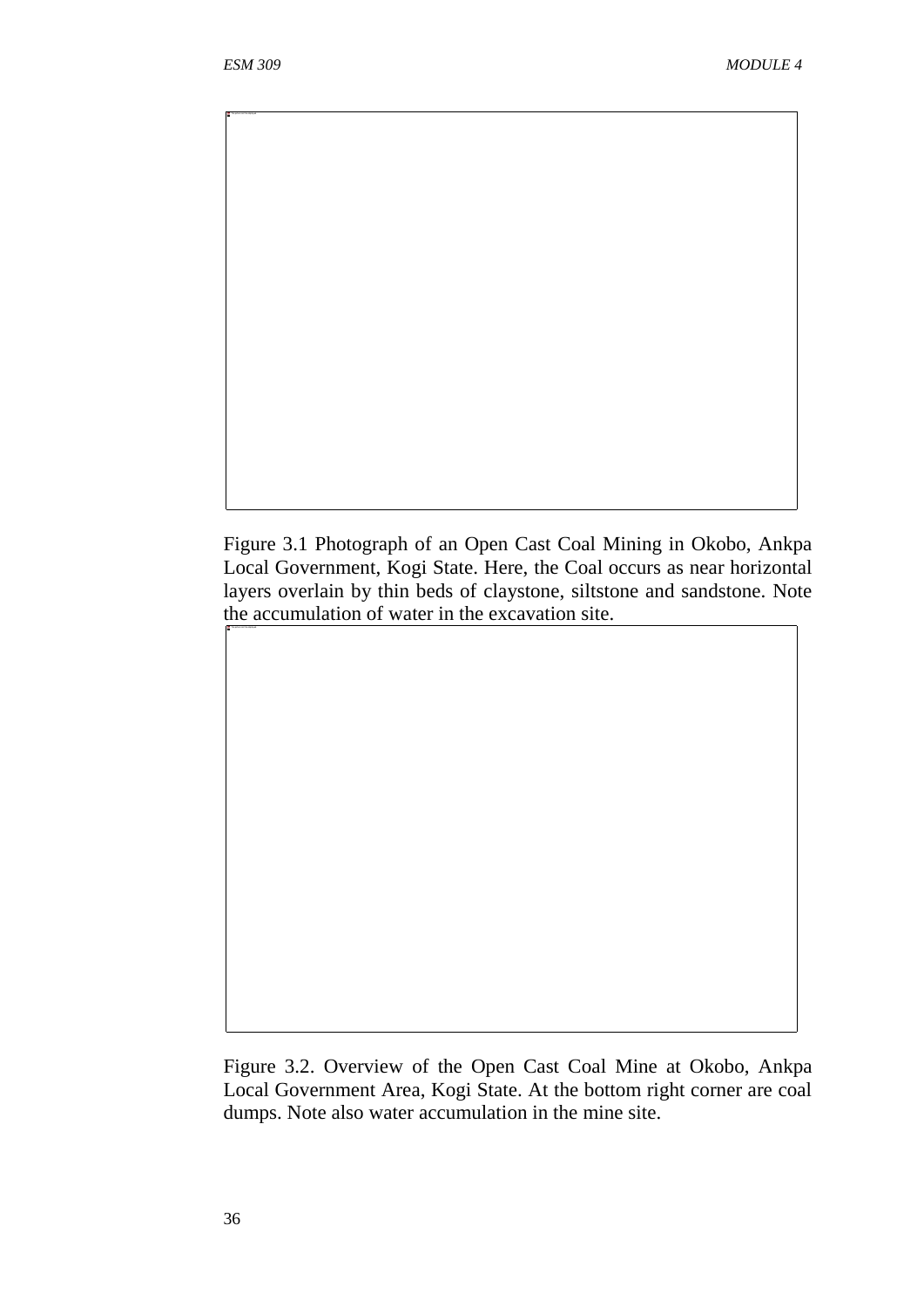Figure 3.1 Photograph of an Open Cast Coal Mining in Okobo, Ankpa Local Government, Kogi State. Here, the Coal occurs as near horizontal layers overlain by thin beds of claystone, siltstone and sandstone. Note the accumulation of water in the excavation site.

Figure 3.2. Overview of the Open Cast Coal Mine at Okobo, Ankpa Local Government Area, Kogi State. At the bottom right corner are coal dumps. Note also water accumulation in the mine site.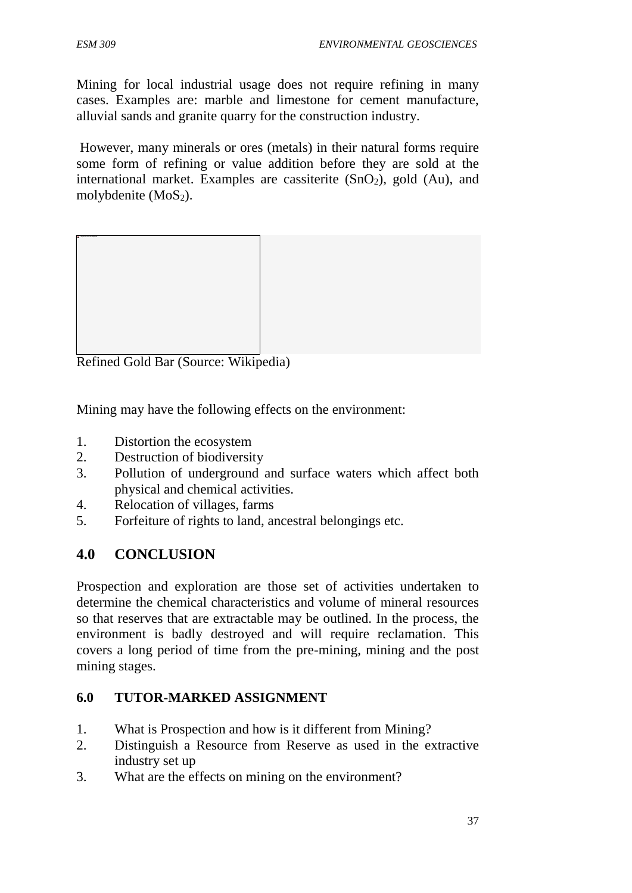Mining for local industrial usage does not require refining in many cases. Examples are: marble and limestone for cement manufacture, alluvial sands and granite quarry for the construction industry.

However, many minerals or ores (metals) in their natural forms require some form of refining or value addition before they are sold at the international market. Examples are cassiterite ($SnO_2$), gold (Au), and molybdenite ($MoS_2$).

Refined Gold Bar (Source: Wikipedia)

Mining may have the following effects on the environment:

1. Distortion the ecosystem
2. Destruction of biodiversity
3. Pollution of underground and surface waters which affect both physical and chemical activities.
4. Relocation of villages, farms
5. Forfeiture of rights to land, ancestral belongings etc.

## 4.0 CONCLUSION

Prospection and exploration are those set of activities undertaken to determine the chemical characteristics and volume of mineral resources so that reserves that are extractable may be outlined. In the process, the environment is badly destroyed and will require reclamation. This covers a long period of time from the pre-mining, mining and the post mining stages.

### 6.0 TUTOR-MARKED ASSIGNMENT

1. What is Prospection and how is it different from Mining?
2. Distinguish a Resource from Reserve as used in the extractive industry set up
3. What are the effects on mining on the environment?